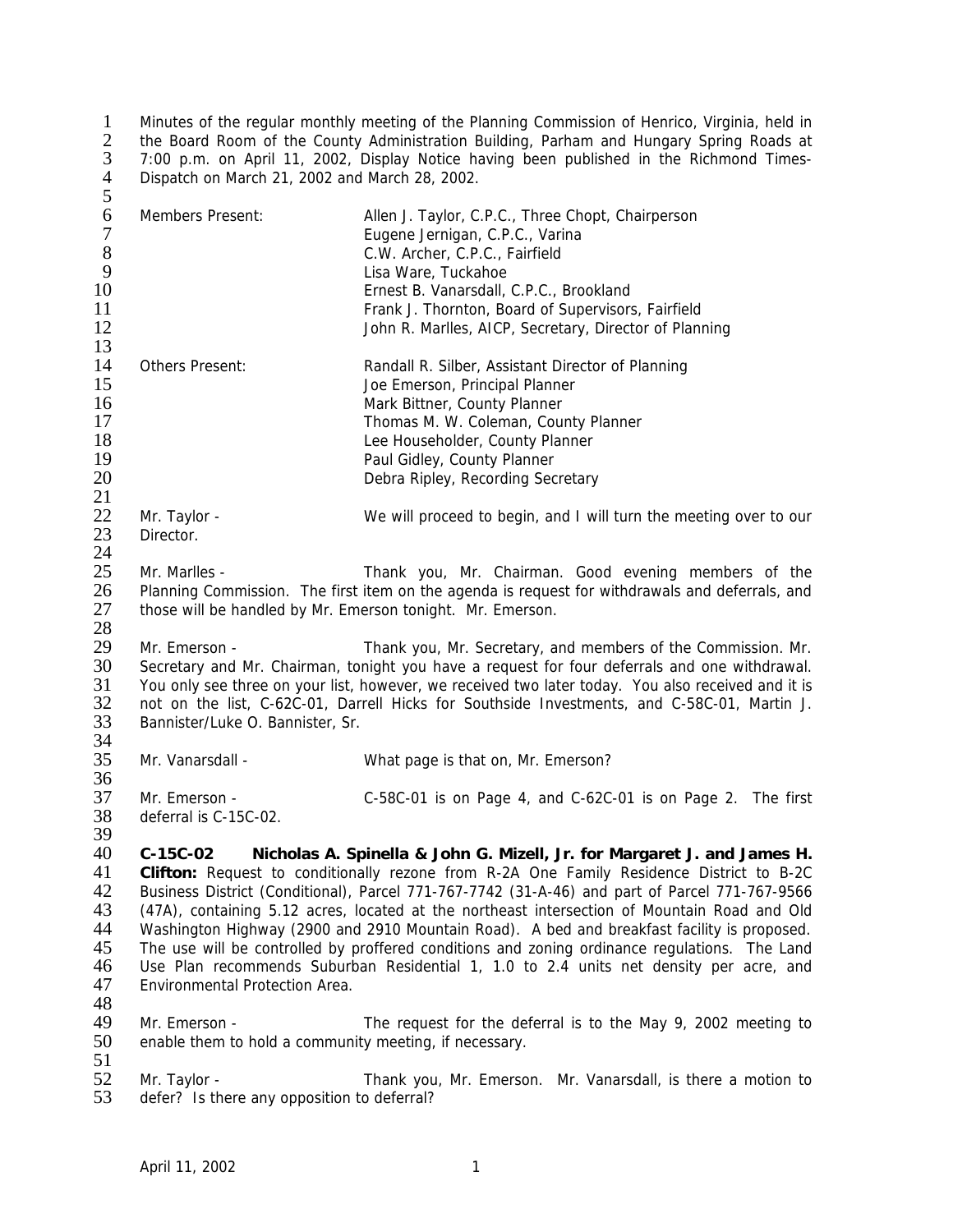Minutes of the regular monthly meeting of the Planning Commission of Henrico, Virginia, held in the Board Room of the County Administration Building, Parham and Hungary Spring Roads at 7:00 p.m. on April 11, 2002, Display Notice having been published in the Richmond Times-Dispatch on March 21, 2002 and March 28, 2002.

| | |
|---|---|
| Members Present: | Allen J. Taylor, C.P.C., Three Chopt, Chairperson |
| | Eugene Jernigan, C.P.C., Varina |
| | C.W. Archer, C.P.C., Fairfield |
| | Lisa Ware, Tuckahoe |
| | Ernest B. Vanarsdall, C.P.C., Brookland |
| | Frank J. Thornton, Board of Supervisors, Fairfield |
| | John R. Marlles, AICP, Secretary, Director of Planning |
| Others Present: | Randall R. Silber, Assistant Director of Planning |
| | Joe Emerson, Principal Planner |
| | Mark Bittner, County Planner |
| | Thomas M. W. Coleman, County Planner |
| | Lee Householder, County Planner |
| | Paul Gidley, County Planner |
| | Debra Ripley, Recording Secretary |

Mr. Taylor - We will proceed to begin, and I will turn the meeting over to our Director.

Mr. Marlles - Thank you, Mr. Chairman. Good evening members of the Planning Commission. The first item on the agenda is request for withdrawals and deferrals, and those will be handled by Mr. Emerson tonight. Mr. Emerson.

Mr. Emerson - Thank you, Mr. Secretary, and members of the Commission. Mr. Secretary and Mr. Chairman, tonight you have a request for four deferrals and one withdrawal. You only see three on your list, however, we received two later today. You also received and it is not on the list, C-62C-01, Darrell Hicks for Southside Investments, and C-58C-01, Martin J. Bannister/Luke O. Bannister, Sr.

Mr. Vanarsdall - What page is that on, Mr. Emerson?

Mr. Emerson - C-58C-01 is on Page 4, and C-62C-01 is on Page 2. The first deferral is C-15C-02.

**C-15C-02 Nicholas A. Spinella & John G. Mizell, Jr. for Margaret J. and James H. Clifton:** Request to conditionally rezone from R-2A One Family Residence District to B-2C Business District (Conditional), Parcel 771-767-7742 (31-A-46) and part of Parcel 771-767-9566 (47A), containing 5.12 acres, located at the northeast intersection of Mountain Road and Old Washington Highway (2900 and 2910 Mountain Road). A bed and breakfast facility is proposed. The use will be controlled by proffered conditions and zoning ordinance regulations. The Land Use Plan recommends Suburban Residential 1, 1.0 to 2.4 units net density per acre, and Environmental Protection Area.

Mr. Emerson - The request for the deferral is to the May 9, 2002 meeting to enable them to hold a community meeting, if necessary.

Mr. Taylor - Thank you, Mr. Emerson. Mr. Vanarsdall, is there a motion to defer? Is there any opposition to deferral?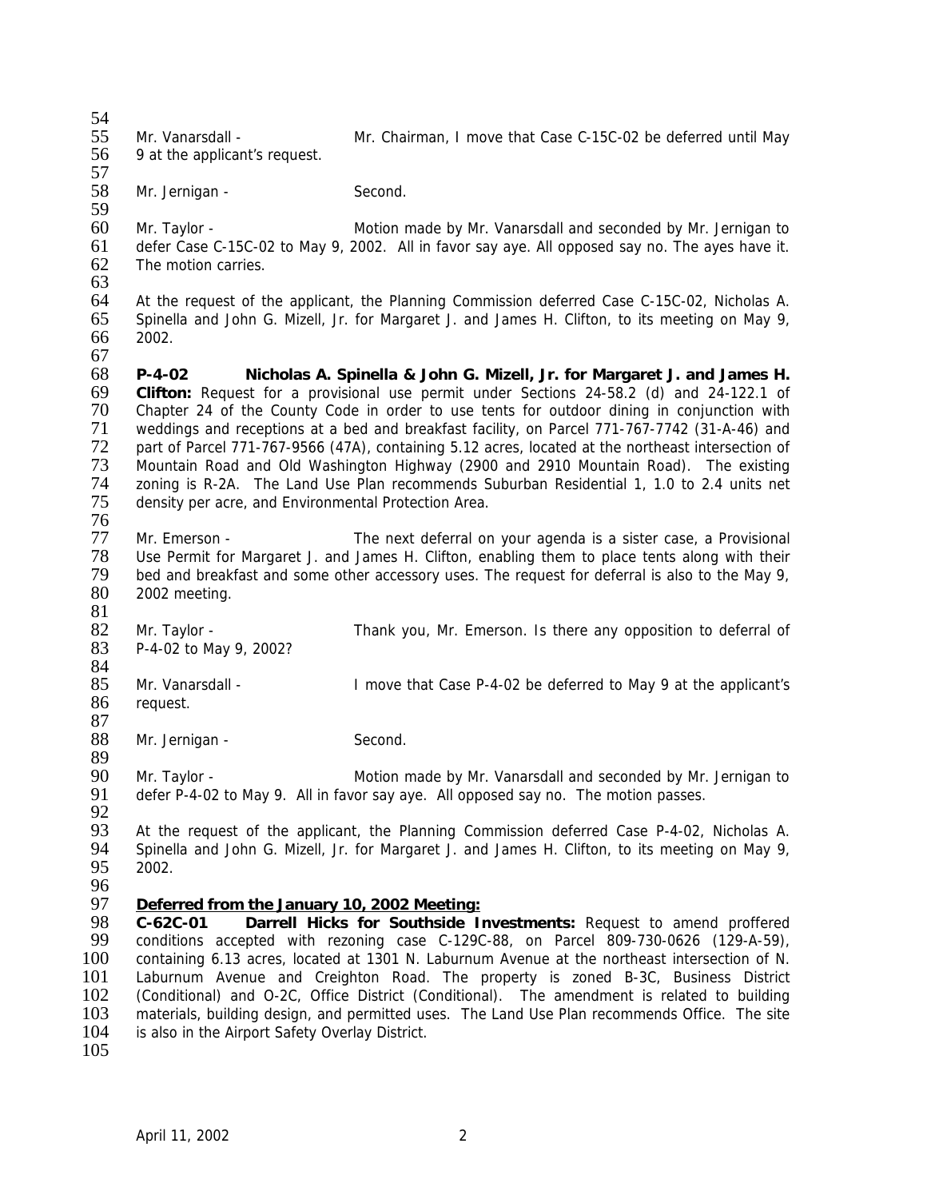Mr. Vanarsdall - Mr. Chairman, I move that Case C-15C-02 be deferred until May 9 at the applicant's request.

Mr. Jernigan - Second.

Mr. Taylor - Motion made by Mr. Vanarsdall and seconded by Mr. Jernigan to defer Case C-15C-02 to May 9, 2002. All in favor say aye. All opposed say no. The ayes have it. The motion carries.

At the request of the applicant, the Planning Commission deferred Case C-15C-02, Nicholas A. Spinella and John G. Mizell, Jr. for Margaret J. and James H. Clifton, to its meeting on May 9, 2002.

**P-4-02 Nicholas A. Spinella & John G. Mizell, Jr. for Margaret J. and James H. Clifton:** Request for a provisional use permit under Sections 24-58.2 (d) and 24-122.1 of Chapter 24 of the County Code in order to use tents for outdoor dining in conjunction with weddings and receptions at a bed and breakfast facility, on Parcel 771-767-7742 (31-A-46) and part of Parcel 771-767-9566 (47A), containing 5.12 acres, located at the northeast intersection of Mountain Road and Old Washington Highway (2900 and 2910 Mountain Road). The existing zoning is R-2A. The Land Use Plan recommends Suburban Residential 1, 1.0 to 2.4 units net density per acre, and Environmental Protection Area.

Mr. Emerson - The next deferral on your agenda is a sister case, a Provisional Use Permit for Margaret J. and James H. Clifton, enabling them to place tents along with their bed and breakfast and some other accessory uses. The request for deferral is also to the May 9, 2002 meeting.

Mr. Taylor - Thank you, Mr. Emerson. Is there any opposition to deferral of P-4-02 to May 9, 2002?

Mr. Vanarsdall - I move that Case P-4-02 be deferred to May 9 at the applicant's request.

Mr. Jernigan - Second.

Mr. Taylor - Motion made by Mr. Vanarsdall and seconded by Mr. Jernigan to defer P-4-02 to May 9. All in favor say aye. All opposed say no. The motion passes.

At the request of the applicant, the Planning Commission deferred Case P-4-02, Nicholas A. Spinella and John G. Mizell, Jr. for Margaret J. and James H. Clifton, to its meeting on May 9, 2002.

**Deferred from the January 10, 2002 Meeting:**
**C-62C-01 Darrell Hicks for Southside Investments:** Request to amend proffered conditions accepted with rezoning case C-129C-88, on Parcel 809-730-0626 (129-A-59), containing 6.13 acres, located at 1301 N. Laburnum Avenue at the northeast intersection of N. Laburnum Avenue and Creighton Road. The property is zoned B-3C, Business District (Conditional) and O-2C, Office District (Conditional). The amendment is related to building materials, building design, and permitted uses. The Land Use Plan recommends Office. The site is also in the Airport Safety Overlay District.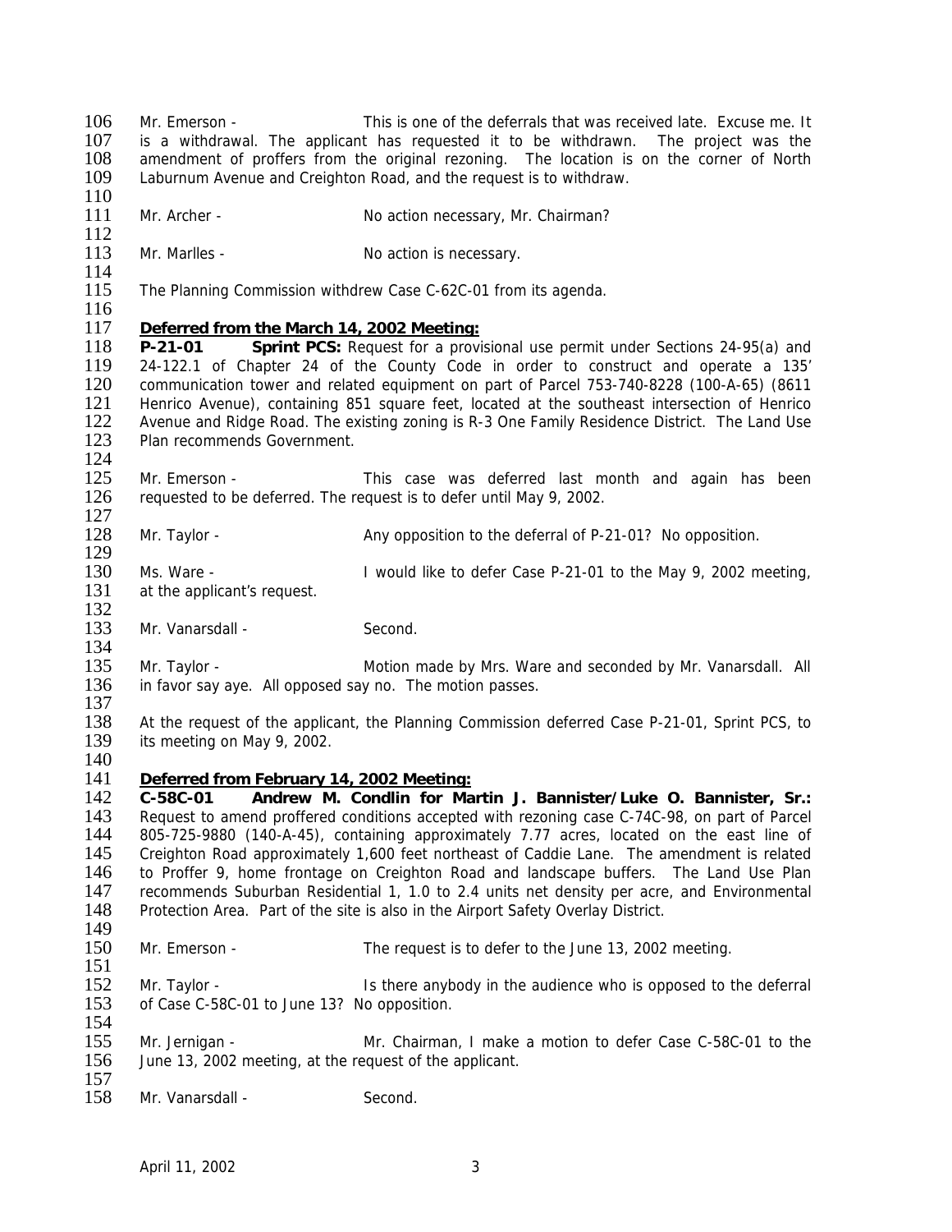Mr. Emerson - This is one of the deferrals that was received late. Excuse me. It is a withdrawal. The applicant has requested it to be withdrawn. The project was the amendment of proffers from the original rezoning. The location is on the corner of North Laburnum Avenue and Creighton Road, and the request is to withdraw.

Mr. Archer - No action necessary, Mr. Chairman?

Mr. Marlles - No action is necessary.

The Planning Commission withdrew Case C-62C-01 from its agenda.

**Deferred from the March 14, 2002 Meeting:**

**P-21-01 Sprint PCS:** Request for a provisional use permit under Sections 24-95(a) and 24-122.1 of Chapter 24 of the County Code in order to construct and operate a 135' communication tower and related equipment on part of Parcel 753-740-8228 (100-A-65) (8611 Henrico Avenue), containing 851 square feet, located at the southeast intersection of Henrico Avenue and Ridge Road. The existing zoning is R-3 One Family Residence District. The Land Use Plan recommends Government.

Mr. Emerson - This case was deferred last month and again has been requested to be deferred. The request is to defer until May 9, 2002.

Mr. Taylor - Any opposition to the deferral of P-21-01? No opposition.

Ms. Ware - I would like to defer Case P-21-01 to the May 9, 2002 meeting, at the applicant's request.

Mr. Vanarsdall - Second.

Mr. Taylor - Motion made by Mrs. Ware and seconded by Mr. Vanarsdall. All in favor say aye. All opposed say no. The motion passes.

At the request of the applicant, the Planning Commission deferred Case P-21-01, Sprint PCS, to its meeting on May 9, 2002.

**Deferred from February 14, 2002 Meeting:**

**C-58C-01 Andrew M. Condlin for Martin J. Bannister/Luke O. Bannister, Sr.:** Request to amend proffered conditions accepted with rezoning case C-74C-98, on part of Parcel 805-725-9880 (140-A-45), containing approximately 7.77 acres, located on the east line of Creighton Road approximately 1,600 feet northeast of Caddie Lane. The amendment is related to Proffer 9, home frontage on Creighton Road and landscape buffers. The Land Use Plan recommends Suburban Residential 1, 1.0 to 2.4 units net density per acre, and Environmental Protection Area. Part of the site is also in the Airport Safety Overlay District.

Mr. Emerson - The request is to defer to the June 13, 2002 meeting.

Mr. Taylor - Is there anybody in the audience who is opposed to the deferral of Case C-58C-01 to June 13? No opposition.

Mr. Jernigan - Mr. Chairman, I make a motion to defer Case C-58C-01 to the June 13, 2002 meeting, at the request of the applicant.

Mr. Vanarsdall - Second.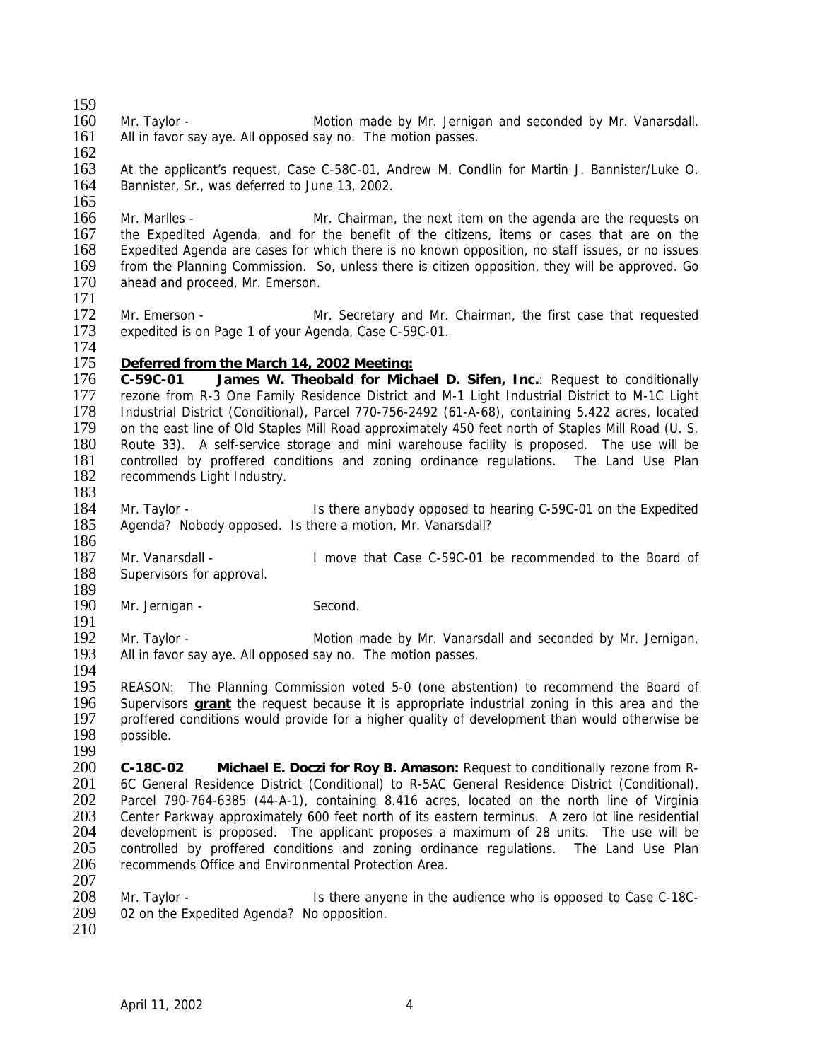Mr. Taylor - Motion made by Mr. Jernigan and seconded by Mr. Vanarsdall. All in favor say aye. All opposed say no. The motion passes.

At the applicant's request, Case C-58C-01, Andrew M. Condlin for Martin J. Bannister/Luke O. Bannister, Sr., was deferred to June 13, 2002.

Mr. Marlles - Mr. Chairman, the next item on the agenda are the requests on the Expedited Agenda, and for the benefit of the citizens, items or cases that are on the Expedited Agenda are cases for which there is no known opposition, no staff issues, or no issues from the Planning Commission. So, unless there is citizen opposition, they will be approved. Go ahead and proceed, Mr. Emerson.

Mr. Emerson - Mr. Secretary and Mr. Chairman, the first case that requested expedited is on Page 1 of your Agenda, Case C-59C-01.

**Deferred from the March 14, 2002 Meeting:**

**C-59C-01 James W. Theobald for Michael D. Sifen, Inc.**: Request to conditionally rezone from R-3 One Family Residence District and M-1 Light Industrial District to M-1C Light Industrial District (Conditional), Parcel 770-756-2492 (61-A-68), containing 5.422 acres, located on the east line of Old Staples Mill Road approximately 450 feet north of Staples Mill Road (U. S. Route 33). A self-service storage and mini warehouse facility is proposed. The use will be controlled by proffered conditions and zoning ordinance regulations. The Land Use Plan recommends Light Industry.

Mr. Taylor - Is there anybody opposed to hearing C-59C-01 on the Expedited Agenda? Nobody opposed. Is there a motion, Mr. Vanarsdall?

Mr. Vanarsdall - I move that Case C-59C-01 be recommended to the Board of Supervisors for approval.

Mr. Jernigan - Second.

Mr. Taylor - Motion made by Mr. Vanarsdall and seconded by Mr. Jernigan. All in favor say aye. All opposed say no. The motion passes.

REASON: The Planning Commission voted 5-0 (one abstention) to recommend the Board of Supervisors **grant** the request because it is appropriate industrial zoning in this area and the proffered conditions would provide for a higher quality of development than would otherwise be possible.

**C-18C-02 Michael E. Doczi for Roy B. Amason:** Request to conditionally rezone from R-6C General Residence District (Conditional) to R-5AC General Residence District (Conditional), Parcel 790-764-6385 (44-A-1), containing 8.416 acres, located on the north line of Virginia Center Parkway approximately 600 feet north of its eastern terminus. A zero lot line residential development is proposed. The applicant proposes a maximum of 28 units. The use will be controlled by proffered conditions and zoning ordinance regulations. The Land Use Plan recommends Office and Environmental Protection Area.

Mr. Taylor - Is there anyone in the audience who is opposed to Case C-18C-02 on the Expedited Agenda? No opposition.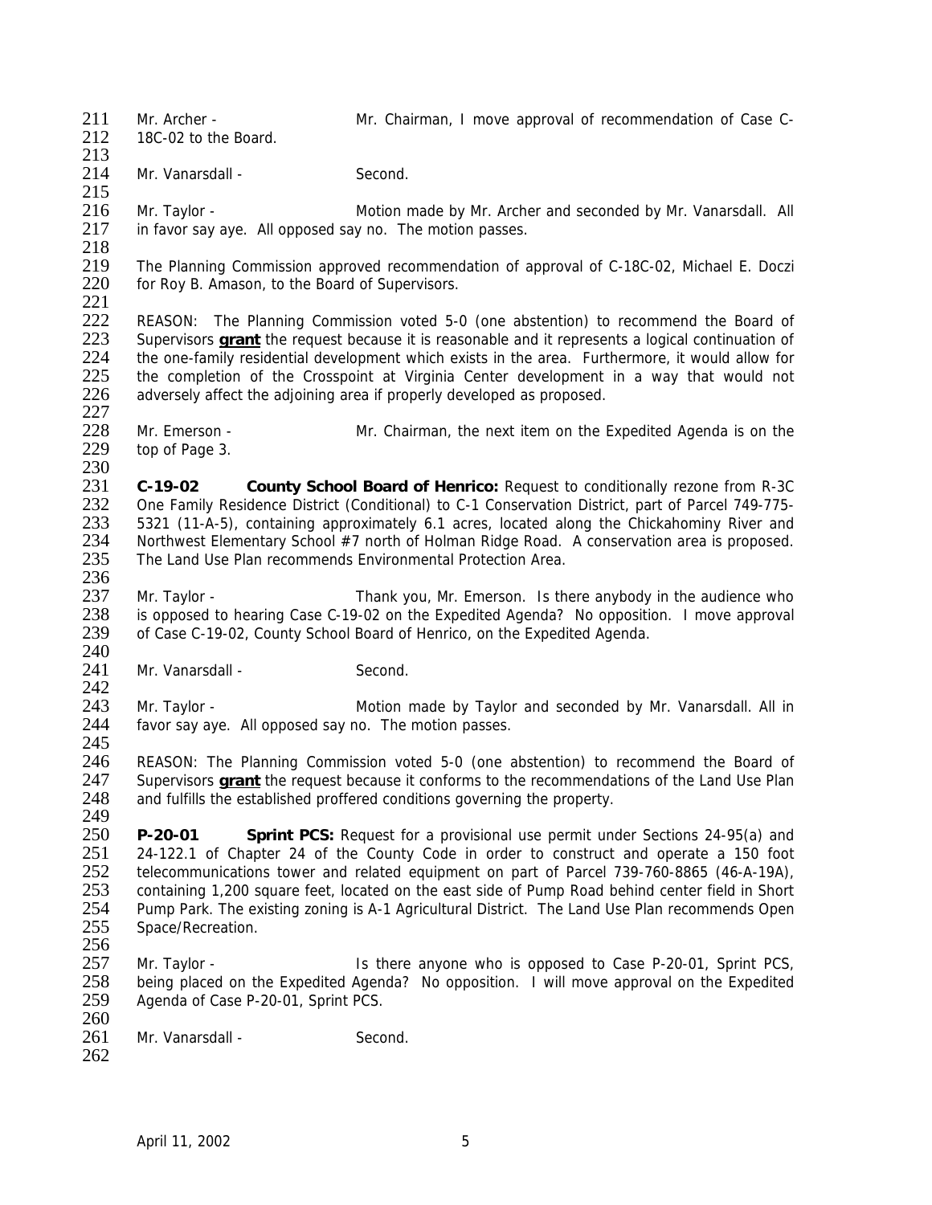Mr. Archer - Mr. Chairman, I move approval of recommendation of Case C-18C-02 to the Board.

Mr. Vanarsdall - Second.

Mr. Taylor - Motion made by Mr. Archer and seconded by Mr. Vanarsdall. All in favor say aye. All opposed say no. The motion passes.

The Planning Commission approved recommendation of approval of C-18C-02, Michael E. Doczi for Roy B. Amason, to the Board of Supervisors.

REASON: The Planning Commission voted 5-0 (one abstention) to recommend the Board of Supervisors **grant** the request because it is reasonable and it represents a logical continuation of the one-family residential development which exists in the area. Furthermore, it would allow for the completion of the Crosspoint at Virginia Center development in a way that would not adversely affect the adjoining area if properly developed as proposed.

Mr. Emerson - Mr. Chairman, the next item on the Expedited Agenda is on the top of Page 3.

**C-19-02 County School Board of Henrico:** Request to conditionally rezone from R-3C One Family Residence District (Conditional) to C-1 Conservation District, part of Parcel 749-775-5321 (11-A-5), containing approximately 6.1 acres, located along the Chickahominy River and Northwest Elementary School #7 north of Holman Ridge Road. A conservation area is proposed. The Land Use Plan recommends Environmental Protection Area.

Mr. Taylor - Thank you, Mr. Emerson. Is there anybody in the audience who is opposed to hearing Case C-19-02 on the Expedited Agenda? No opposition. I move approval of Case C-19-02, County School Board of Henrico, on the Expedited Agenda.

Mr. Vanarsdall - Second.

Mr. Taylor - Motion made by Taylor and seconded by Mr. Vanarsdall. All in favor say aye. All opposed say no. The motion passes.

REASON: The Planning Commission voted 5-0 (one abstention) to recommend the Board of Supervisors **grant** the request because it conforms to the recommendations of the Land Use Plan and fulfills the established proffered conditions governing the property.

**P-20-01 Sprint PCS:** Request for a provisional use permit under Sections 24-95(a) and 24-122.1 of Chapter 24 of the County Code in order to construct and operate a 150 foot telecommunications tower and related equipment on part of Parcel 739-760-8865 (46-A-19A), containing 1,200 square feet, located on the east side of Pump Road behind center field in Short Pump Park. The existing zoning is A-1 Agricultural District. The Land Use Plan recommends Open Space/Recreation.

Mr. Taylor - Is there anyone who is opposed to Case P-20-01, Sprint PCS, being placed on the Expedited Agenda? No opposition. I will move approval on the Expedited Agenda of Case P-20-01, Sprint PCS.

Mr. Vanarsdall - Second.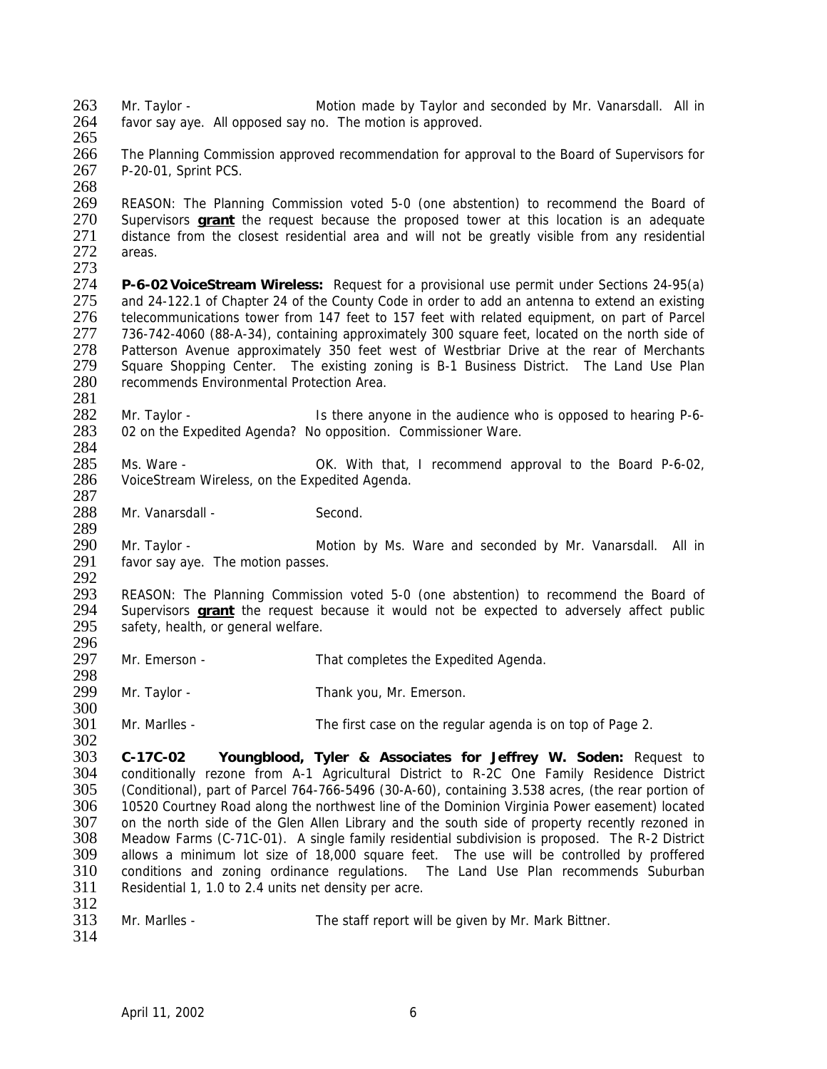Mr. Taylor - Motion made by Taylor and seconded by Mr. Vanarsdall. All in favor say aye. All opposed say no. The motion is approved.

The Planning Commission approved recommendation for approval to the Board of Supervisors for P-20-01, Sprint PCS.

REASON: The Planning Commission voted 5-0 (one abstention) to recommend the Board of Supervisors **grant** the request because the proposed tower at this location is an adequate distance from the closest residential area and will not be greatly visible from any residential areas.

**P-6-02 VoiceStream Wireless:** Request for a provisional use permit under Sections 24-95(a) and 24-122.1 of Chapter 24 of the County Code in order to add an antenna to extend an existing telecommunications tower from 147 feet to 157 feet with related equipment, on part of Parcel 736-742-4060 (88-A-34), containing approximately 300 square feet, located on the north side of Patterson Avenue approximately 350 feet west of Westbriar Drive at the rear of Merchants Square Shopping Center. The existing zoning is B-1 Business District. The Land Use Plan recommends Environmental Protection Area.

Mr. Taylor - Is there anyone in the audience who is opposed to hearing P-6-02 on the Expedited Agenda? No opposition. Commissioner Ware.

Ms. Ware - OK. With that, I recommend approval to the Board P-6-02, VoiceStream Wireless, on the Expedited Agenda.

Mr. Vanarsdall - Second.

Mr. Taylor - Motion by Ms. Ware and seconded by Mr. Vanarsdall. All in favor say aye. The motion passes.

REASON: The Planning Commission voted 5-0 (one abstention) to recommend the Board of Supervisors **grant** the request because it would not be expected to adversely affect public safety, health, or general welfare.

Mr. Emerson - That completes the Expedited Agenda.

Mr. Taylor - Thank you, Mr. Emerson.

Mr. Marlles - The first case on the regular agenda is on top of Page 2.

**C-17C-02 Youngblood, Tyler & Associates for Jeffrey W. Soden:** Request to conditionally rezone from A-1 Agricultural District to R-2C One Family Residence District (Conditional), part of Parcel 764-766-5496 (30-A-60), containing 3.538 acres, (the rear portion of 10520 Courtney Road along the northwest line of the Dominion Virginia Power easement) located on the north side of the Glen Allen Library and the south side of property recently rezoned in Meadow Farms (C-71C-01). A single family residential subdivision is proposed. The R-2 District allows a minimum lot size of 18,000 square feet. The use will be controlled by proffered conditions and zoning ordinance regulations. The Land Use Plan recommends Suburban Residential 1, 1.0 to 2.4 units net density per acre.

Mr. Marlles - The staff report will be given by Mr. Mark Bittner.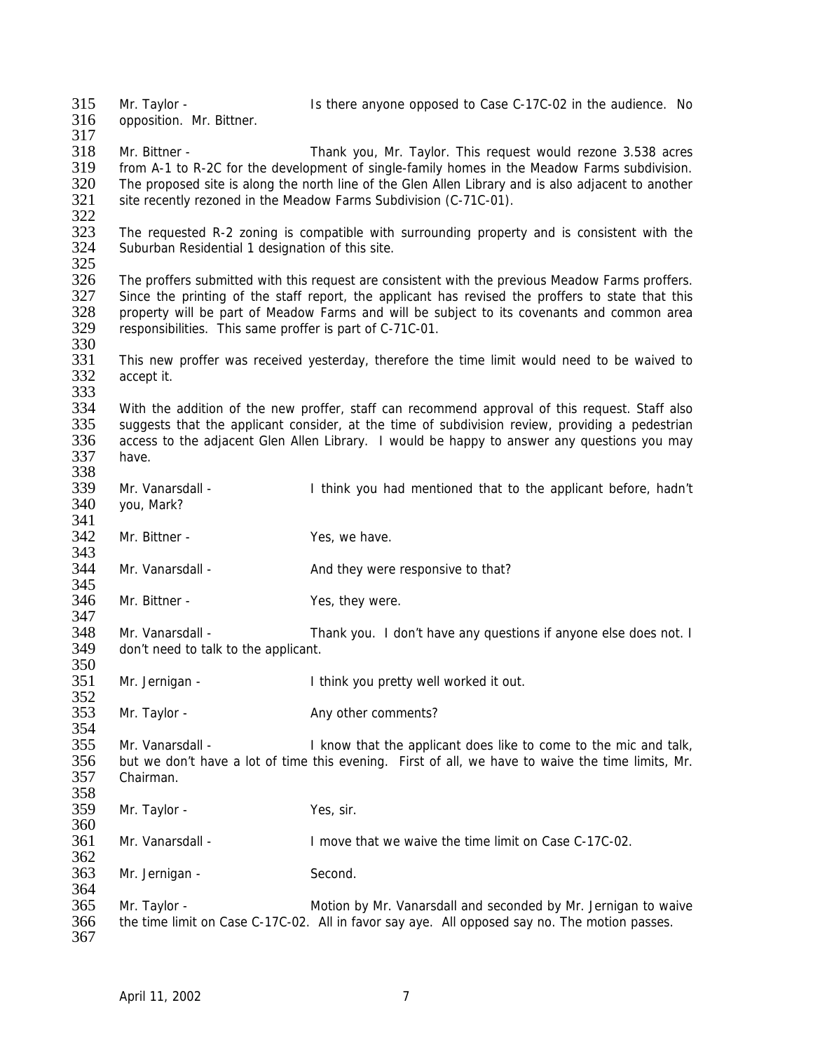Mr. Taylor - Is there anyone opposed to Case C-17C-02 in the audience. No opposition. Mr. Bittner.

Mr. Bittner - Thank you, Mr. Taylor. This request would rezone 3.538 acres from A-1 to R-2C for the development of single-family homes in the Meadow Farms subdivision. The proposed site is along the north line of the Glen Allen Library and is also adjacent to another site recently rezoned in the Meadow Farms Subdivision (C-71C-01).

The requested R-2 zoning is compatible with surrounding property and is consistent with the Suburban Residential 1 designation of this site.

The proffers submitted with this request are consistent with the previous Meadow Farms proffers. Since the printing of the staff report, the applicant has revised the proffers to state that this property will be part of Meadow Farms and will be subject to its covenants and common area responsibilities. This same proffer is part of C-71C-01.

This new proffer was received yesterday, therefore the time limit would need to be waived to accept it.

With the addition of the new proffer, staff can recommend approval of this request. Staff also suggests that the applicant consider, at the time of subdivision review, providing a pedestrian access to the adjacent Glen Allen Library. I would be happy to answer any questions you may have.

Mr. Vanarsdall - I think you had mentioned that to the applicant before, hadn't you, Mark?

Mr. Bittner - Yes, we have.

Mr. Vanarsdall - And they were responsive to that?

Mr. Bittner - Yes, they were.

Mr. Vanarsdall - Thank you. I don't have any questions if anyone else does not. I don't need to talk to the applicant.

Mr. Jernigan - I think you pretty well worked it out.

Mr. Taylor - Any other comments?

Mr. Vanarsdall - I know that the applicant does like to come to the mic and talk, but we don't have a lot of time this evening. First of all, we have to waive the time limits, Mr. Chairman.

Mr. Taylor - Yes, sir.

Mr. Vanarsdall - I move that we waive the time limit on Case C-17C-02.

Mr. Jernigan - Second.

Mr. Taylor - Motion by Mr. Vanarsdall and seconded by Mr. Jernigan to waive the time limit on Case C-17C-02. All in favor say aye. All opposed say no. The motion passes.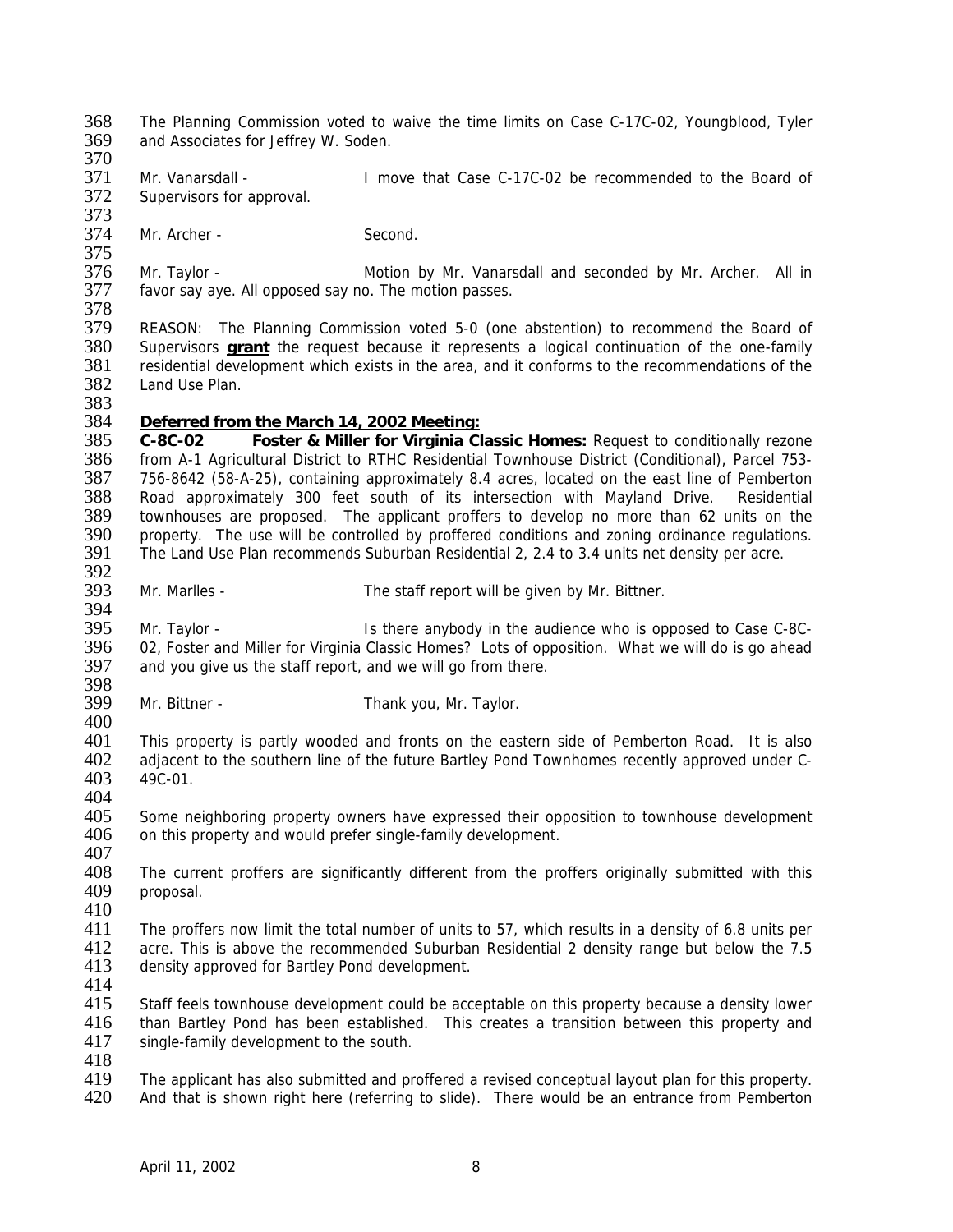The Planning Commission voted to waive the time limits on Case C-17C-02, Youngblood, Tyler and Associates for Jeffrey W. Soden.

Mr. Vanarsdall - I move that Case C-17C-02 be recommended to the Board of Supervisors for approval.

Mr. Archer - Second.

Mr. Taylor - Motion by Mr. Vanarsdall and seconded by Mr. Archer. All in favor say aye. All opposed say no. The motion passes.

REASON: The Planning Commission voted 5-0 (one abstention) to recommend the Board of Supervisors **grant** the request because it represents a logical continuation of the one-family residential development which exists in the area, and it conforms to the recommendations of the Land Use Plan.

**Deferred from the March 14, 2002 Meeting:**

**C-8C-02 Foster & Miller for Virginia Classic Homes:** Request to conditionally rezone from A-1 Agricultural District to RTHC Residential Townhouse District (Conditional), Parcel 753-756-8642 (58-A-25), containing approximately 8.4 acres, located on the east line of Pemberton Road approximately 300 feet south of its intersection with Mayland Drive. Residential townhouses are proposed. The applicant proffers to develop no more than 62 units on the property. The use will be controlled by proffered conditions and zoning ordinance regulations. The Land Use Plan recommends Suburban Residential 2, 2.4 to 3.4 units net density per acre.

Mr. Marlles - The staff report will be given by Mr. Bittner.

Mr. Taylor - Is there anybody in the audience who is opposed to Case C-8C-02, Foster and Miller for Virginia Classic Homes? Lots of opposition. What we will do is go ahead and you give us the staff report, and we will go from there.

Mr. Bittner - Thank you, Mr. Taylor.

This property is partly wooded and fronts on the eastern side of Pemberton Road. It is also adjacent to the southern line of the future Bartley Pond Townhomes recently approved under C-49C-01.

Some neighboring property owners have expressed their opposition to townhouse development on this property and would prefer single-family development.

The current proffers are significantly different from the proffers originally submitted with this proposal.

The proffers now limit the total number of units to 57, which results in a density of 6.8 units per acre. This is above the recommended Suburban Residential 2 density range but below the 7.5 density approved for Bartley Pond development.

Staff feels townhouse development could be acceptable on this property because a density lower than Bartley Pond has been established. This creates a transition between this property and single-family development to the south.

The applicant has also submitted and proffered a revised conceptual layout plan for this property. And that is shown right here (referring to slide). There would be an entrance from Pemberton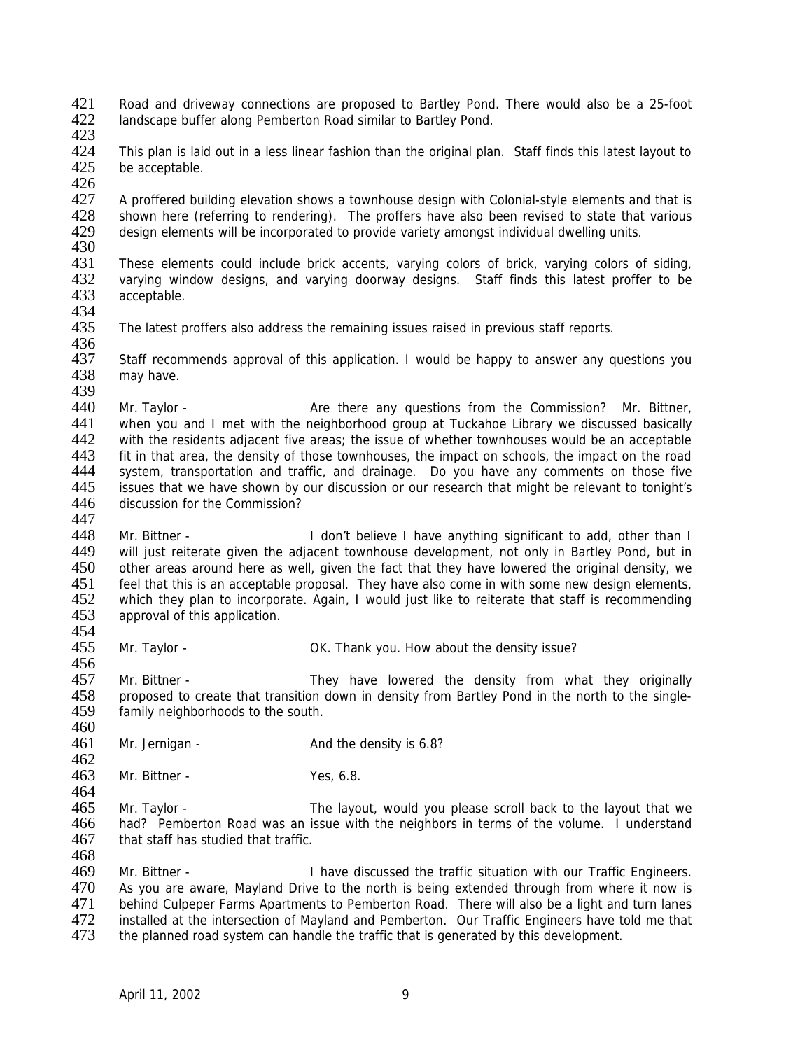Road and driveway connections are proposed to Bartley Pond. There would also be a 25-foot landscape buffer along Pemberton Road similar to Bartley Pond.

This plan is laid out in a less linear fashion than the original plan. Staff finds this latest layout to be acceptable.

A proffered building elevation shows a townhouse design with Colonial-style elements and that is shown here (referring to rendering). The proffers have also been revised to state that various design elements will be incorporated to provide variety amongst individual dwelling units.

These elements could include brick accents, varying colors of brick, varying colors of siding, varying window designs, and varying doorway designs. Staff finds this latest proffer to be acceptable.

The latest proffers also address the remaining issues raised in previous staff reports.

Staff recommends approval of this application. I would be happy to answer any questions you may have.

Mr. Taylor - Are there any questions from the Commission? Mr. Bittner, when you and I met with the neighborhood group at Tuckahoe Library we discussed basically with the residents adjacent five areas; the issue of whether townhouses would be an acceptable fit in that area, the density of those townhouses, the impact on schools, the impact on the road system, transportation and traffic, and drainage. Do you have any comments on those five issues that we have shown by our discussion or our research that might be relevant to tonight's discussion for the Commission?

Mr. Bittner - I don't believe I have anything significant to add, other than I will just reiterate given the adjacent townhouse development, not only in Bartley Pond, but in other areas around here as well, given the fact that they have lowered the original density, we feel that this is an acceptable proposal. They have also come in with some new design elements, which they plan to incorporate. Again, I would just like to reiterate that staff is recommending approval of this application.

Mr. Taylor - OK. Thank you. How about the density issue?

Mr. Bittner - They have lowered the density from what they originally proposed to create that transition down in density from Bartley Pond in the north to the single-family neighborhoods to the south.

Mr. Jernigan - And the density is 6.8?

Mr. Bittner - Yes, 6.8.

Mr. Taylor - The layout, would you please scroll back to the layout that we had? Pemberton Road was an issue with the neighbors in terms of the volume. I understand that staff has studied that traffic.

Mr. Bittner - I have discussed the traffic situation with our Traffic Engineers. As you are aware, Mayland Drive to the north is being extended through from where it now is behind Culpeper Farms Apartments to Pemberton Road. There will also be a light and turn lanes installed at the intersection of Mayland and Pemberton. Our Traffic Engineers have told me that the planned road system can handle the traffic that is generated by this development.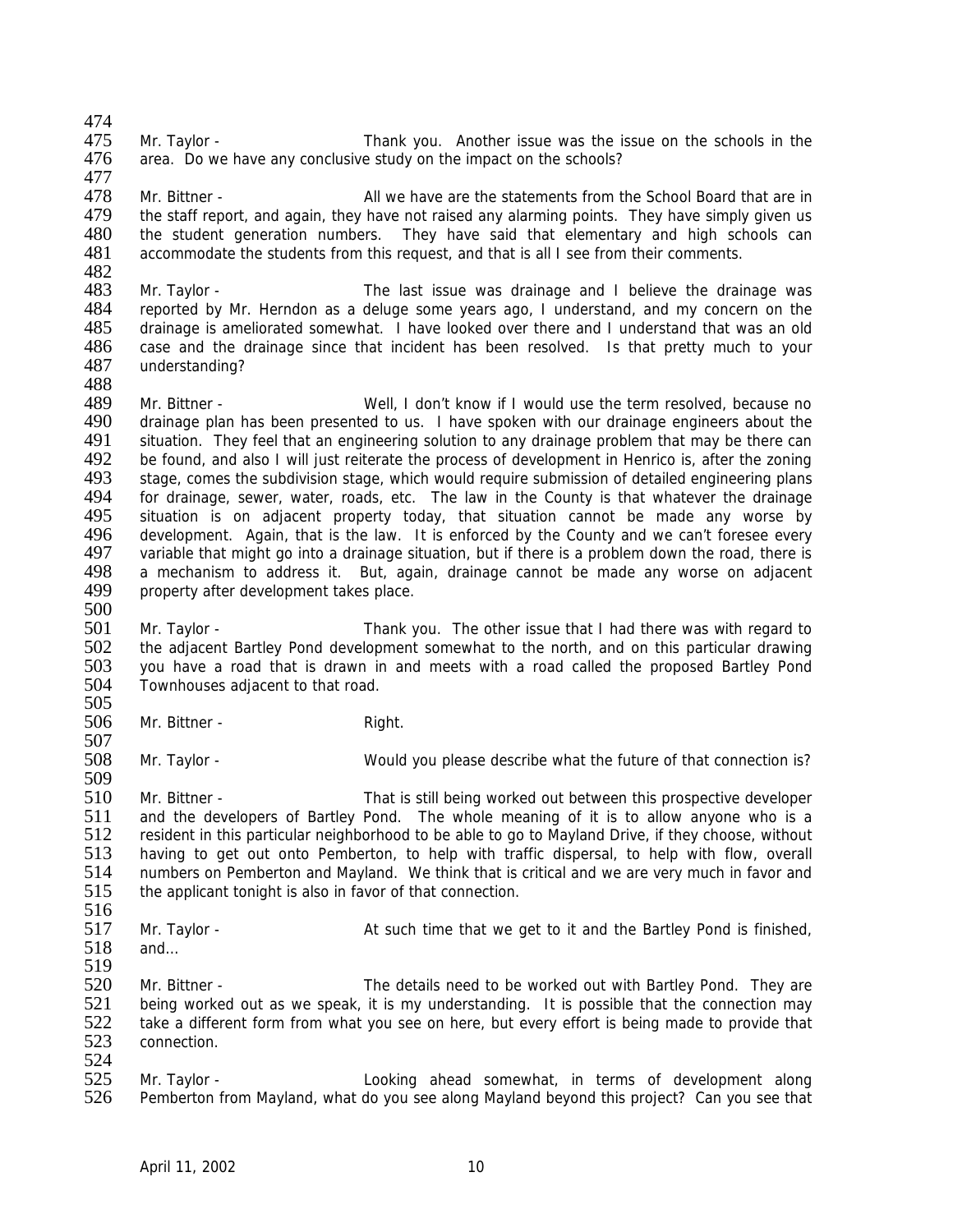Mr. Taylor - Thank you. Another issue was the issue on the schools in the area. Do we have any conclusive study on the impact on the schools?

Mr. Bittner - All we have are the statements from the School Board that are in the staff report, and again, they have not raised any alarming points. They have simply given us the student generation numbers. They have said that elementary and high schools can accommodate the students from this request, and that is all I see from their comments.

Mr. Taylor - The last issue was drainage and I believe the drainage was reported by Mr. Herndon as a deluge some years ago, I understand, and my concern on the drainage is ameliorated somewhat. I have looked over there and I understand that was an old case and the drainage since that incident has been resolved. Is that pretty much to your understanding?

Mr. Bittner - Well, I don't know if I would use the term resolved, because no drainage plan has been presented to us. I have spoken with our drainage engineers about the situation. They feel that an engineering solution to any drainage problem that may be there can be found, and also I will just reiterate the process of development in Henrico is, after the zoning stage, comes the subdivision stage, which would require submission of detailed engineering plans for drainage, sewer, water, roads, etc. The law in the County is that whatever the drainage situation is on adjacent property today, that situation cannot be made any worse by development. Again, that is the law. It is enforced by the County and we can't foresee every variable that might go into a drainage situation, but if there is a problem down the road, there is a mechanism to address it. But, again, drainage cannot be made any worse on adjacent property after development takes place.

Mr. Taylor - Thank you. The other issue that I had there was with regard to the adjacent Bartley Pond development somewhat to the north, and on this particular drawing you have a road that is drawn in and meets with a road called the proposed Bartley Pond Townhouses adjacent to that road.

Mr. Bittner - Right.

Mr. Taylor - Would you please describe what the future of that connection is?

Mr. Bittner - That is still being worked out between this prospective developer and the developers of Bartley Pond. The whole meaning of it is to allow anyone who is a resident in this particular neighborhood to be able to go to Mayland Drive, if they choose, without having to get out onto Pemberton, to help with traffic dispersal, to help with flow, overall numbers on Pemberton and Mayland. We think that is critical and we are very much in favor and the applicant tonight is also in favor of that connection.

Mr. Taylor - At such time that we get to it and the Bartley Pond is finished, and…

Mr. Bittner - The details need to be worked out with Bartley Pond. They are being worked out as we speak, it is my understanding. It is possible that the connection may take a different form from what you see on here, but every effort is being made to provide that connection.

Mr. Taylor - Looking ahead somewhat, in terms of development along Pemberton from Mayland, what do you see along Mayland beyond this project? Can you see that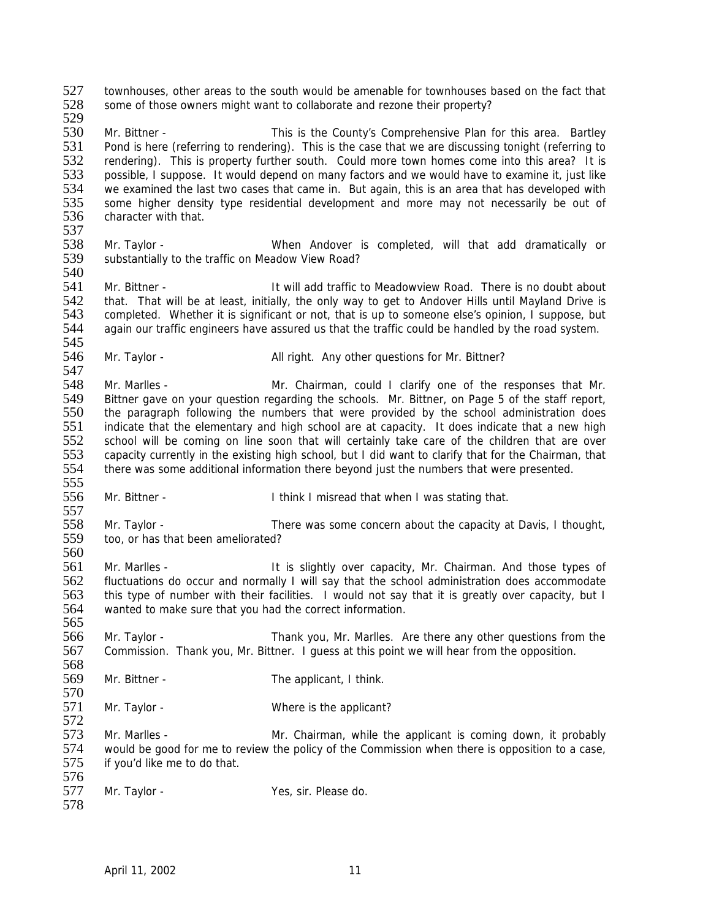townhouses, other areas to the south would be amenable for townhouses based on the fact that some of those owners might want to collaborate and rezone their property?

Mr. Bittner - This is the County's Comprehensive Plan for this area. Bartley Pond is here (referring to rendering). This is the case that we are discussing tonight (referring to rendering). This is property further south. Could more town homes come into this area? It is possible, I suppose. It would depend on many factors and we would have to examine it, just like we examined the last two cases that came in. But again, this is an area that has developed with some higher density type residential development and more may not necessarily be out of character with that.

Mr. Taylor - When Andover is completed, will that add dramatically or substantially to the traffic on Meadow View Road?

Mr. Bittner - It will add traffic to Meadowview Road. There is no doubt about that. That will be at least, initially, the only way to get to Andover Hills until Mayland Drive is completed. Whether it is significant or not, that is up to someone else's opinion, I suppose, but again our traffic engineers have assured us that the traffic could be handled by the road system.

Mr. Taylor - All right. Any other questions for Mr. Bittner?

Mr. Marlles - Mr. Chairman, could I clarify one of the responses that Mr. Bittner gave on your question regarding the schools. Mr. Bittner, on Page 5 of the staff report, the paragraph following the numbers that were provided by the school administration does indicate that the elementary and high school are at capacity. It does indicate that a new high school will be coming on line soon that will certainly take care of the children that are over capacity currently in the existing high school, but I did want to clarify that for the Chairman, that there was some additional information there beyond just the numbers that were presented.

Mr. Bittner - I think I misread that when I was stating that.

Mr. Taylor - There was some concern about the capacity at Davis, I thought, too, or has that been ameliorated?

Mr. Marlles - It is slightly over capacity, Mr. Chairman. And those types of fluctuations do occur and normally I will say that the school administration does accommodate this type of number with their facilities. I would not say that it is greatly over capacity, but I wanted to make sure that you had the correct information.

Mr. Taylor - Thank you, Mr. Marlles. Are there any other questions from the Commission. Thank you, Mr. Bittner. I guess at this point we will hear from the opposition.

Mr. Bittner - The applicant, I think.

Mr. Taylor - Where is the applicant?

Mr. Marlles - Mr. Chairman, while the applicant is coming down, it probably would be good for me to review the policy of the Commission when there is opposition to a case, if you'd like me to do that.

Mr. Taylor - Yes, sir. Please do.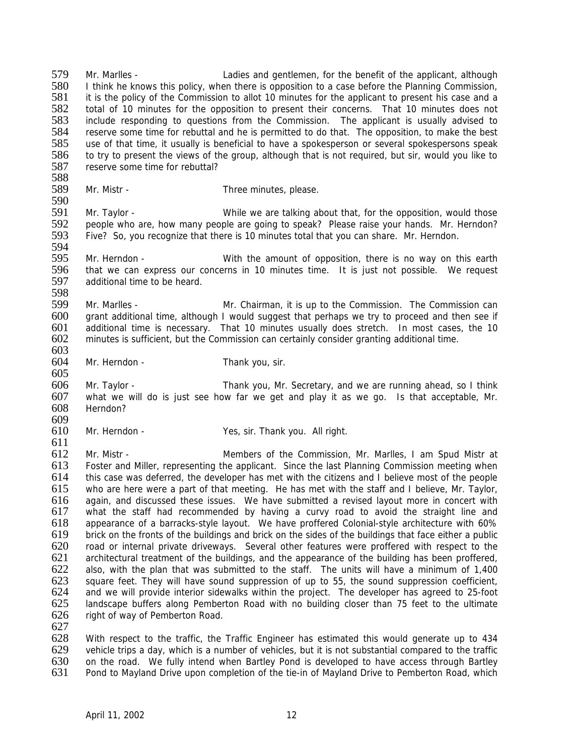Mr. Marlles - Ladies and gentlemen, for the benefit of the applicant, although I think he knows this policy, when there is opposition to a case before the Planning Commission, it is the policy of the Commission to allot 10 minutes for the applicant to present his case and a total of 10 minutes for the opposition to present their concerns. That 10 minutes does not include responding to questions from the Commission. The applicant is usually advised to reserve some time for rebuttal and he is permitted to do that. The opposition, to make the best use of that time, it usually is beneficial to have a spokesperson or several spokespersons speak to try to present the views of the group, although that is not required, but sir, would you like to reserve some time for rebuttal?

Mr. Mistr - Three minutes, please.

Mr. Taylor - While we are talking about that, for the opposition, would those people who are, how many people are going to speak? Please raise your hands. Mr. Herndon? Five? So, you recognize that there is 10 minutes total that you can share. Mr. Herndon.

Mr. Herndon - With the amount of opposition, there is no way on this earth that we can express our concerns in 10 minutes time. It is just not possible. We request additional time to be heard.

Mr. Marlles - Mr. Chairman, it is up to the Commission. The Commission can grant additional time, although I would suggest that perhaps we try to proceed and then see if additional time is necessary. That 10 minutes usually does stretch. In most cases, the 10 minutes is sufficient, but the Commission can certainly consider granting additional time.

Mr. Herndon - Thank you, sir.

Mr. Taylor - Thank you, Mr. Secretary, and we are running ahead, so I think what we will do is just see how far we get and play it as we go. Is that acceptable, Mr. Herndon?

Mr. Herndon - Yes, sir. Thank you. All right.

Mr. Mistr - Members of the Commission, Mr. Marlles, I am Spud Mistr at Foster and Miller, representing the applicant. Since the last Planning Commission meeting when this case was deferred, the developer has met with the citizens and I believe most of the people who are here were a part of that meeting. He has met with the staff and I believe, Mr. Taylor, again, and discussed these issues. We have submitted a revised layout more in concert with what the staff had recommended by having a curvy road to avoid the straight line and appearance of a barracks-style layout. We have proffered Colonial-style architecture with 60% brick on the fronts of the buildings and brick on the sides of the buildings that face either a public road or internal private driveways. Several other features were proffered with respect to the architectural treatment of the buildings, and the appearance of the building has been proffered, also, with the plan that was submitted to the staff. The units will have a minimum of 1,400 square feet. They will have sound suppression of up to 55, the sound suppression coefficient, and we will provide interior sidewalks within the project. The developer has agreed to 25-foot landscape buffers along Pemberton Road with no building closer than 75 feet to the ultimate right of way of Pemberton Road.

With respect to the traffic, the Traffic Engineer has estimated this would generate up to 434 vehicle trips a day, which is a number of vehicles, but it is not substantial compared to the traffic on the road. We fully intend when Bartley Pond is developed to have access through Bartley Pond to Mayland Drive upon completion of the tie-in of Mayland Drive to Pemberton Road, which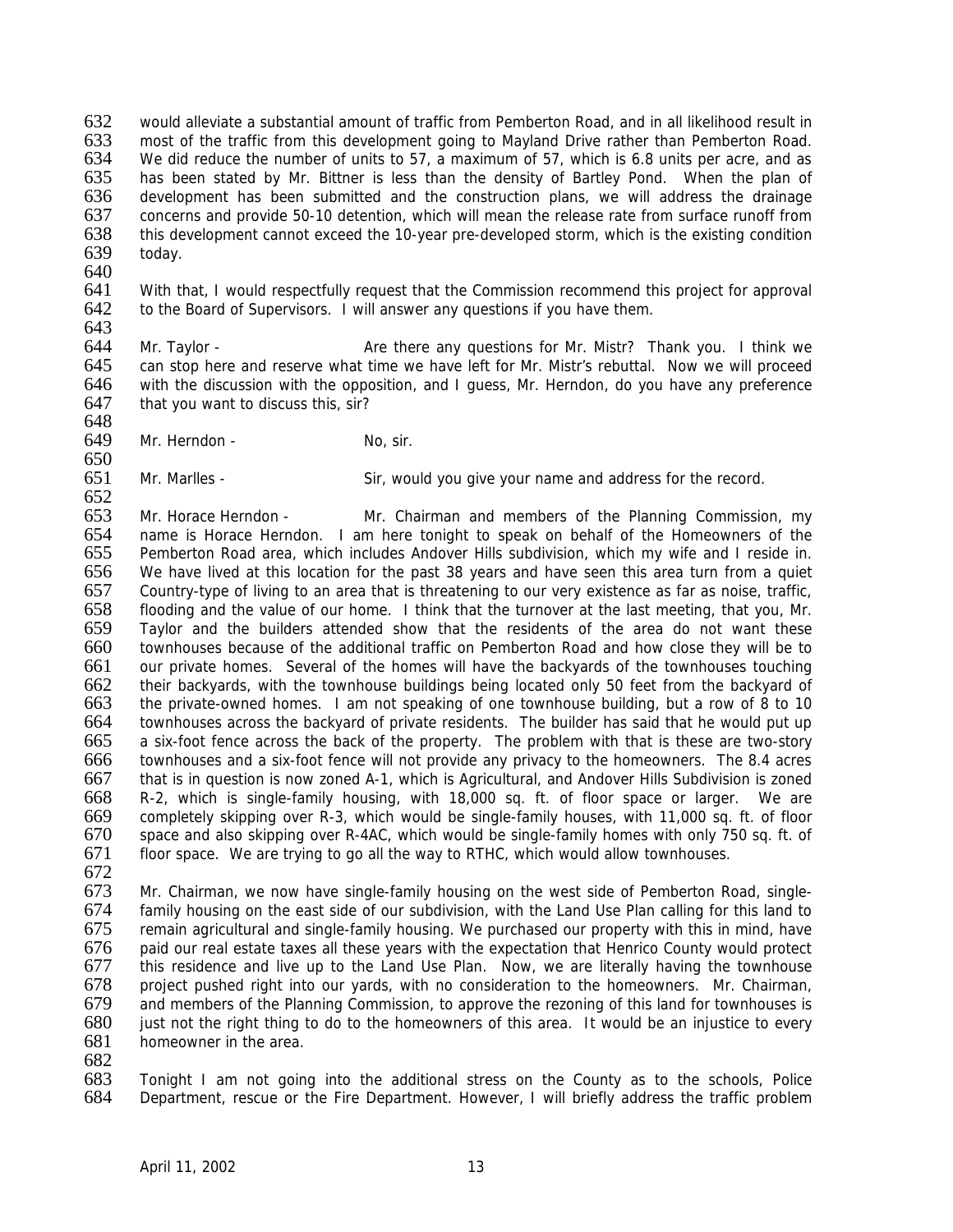would alleviate a substantial amount of traffic from Pemberton Road, and in all likelihood result in most of the traffic from this development going to Mayland Drive rather than Pemberton Road. We did reduce the number of units to 57, a maximum of 57, which is 6.8 units per acre, and as has been stated by Mr. Bittner is less than the density of Bartley Pond. When the plan of development has been submitted and the construction plans, we will address the drainage concerns and provide 50-10 detention, which will mean the release rate from surface runoff from this development cannot exceed the 10-year pre-developed storm, which is the existing condition today.

With that, I would respectfully request that the Commission recommend this project for approval to the Board of Supervisors. I will answer any questions if you have them.

Mr. Taylor - Are there any questions for Mr. Mistr? Thank you. I think we can stop here and reserve what time we have left for Mr. Mistr's rebuttal. Now we will proceed with the discussion with the opposition, and I guess, Mr. Herndon, do you have any preference that you want to discuss this, sir?

Mr. Herndon - No, sir.

Mr. Marlles - Sir, would you give your name and address for the record.

Mr. Horace Herndon - Mr. Chairman and members of the Planning Commission, my name is Horace Herndon. I am here tonight to speak on behalf of the Homeowners of the Pemberton Road area, which includes Andover Hills subdivision, which my wife and I reside in. We have lived at this location for the past 38 years and have seen this area turn from a quiet Country-type of living to an area that is threatening to our very existence as far as noise, traffic, flooding and the value of our home. I think that the turnover at the last meeting, that you, Mr. Taylor and the builders attended show that the residents of the area do not want these townhouses because of the additional traffic on Pemberton Road and how close they will be to our private homes. Several of the homes will have the backyards of the townhouses touching their backyards, with the townhouse buildings being located only 50 feet from the backyard of the private-owned homes. I am not speaking of one townhouse building, but a row of 8 to 10 townhouses across the backyard of private residents. The builder has said that he would put up a six-foot fence across the back of the property. The problem with that is these are two-story townhouses and a six-foot fence will not provide any privacy to the homeowners. The 8.4 acres that is in question is now zoned A-1, which is Agricultural, and Andover Hills Subdivision is zoned R-2, which is single-family housing, with 18,000 sq. ft. of floor space or larger. We are completely skipping over R-3, which would be single-family houses, with 11,000 sq. ft. of floor space and also skipping over R-4AC, which would be single-family homes with only 750 sq. ft. of floor space. We are trying to go all the way to RTHC, which would allow townhouses.

Mr. Chairman, we now have single-family housing on the west side of Pemberton Road, single-family housing on the east side of our subdivision, with the Land Use Plan calling for this land to remain agricultural and single-family housing. We purchased our property with this in mind, have paid our real estate taxes all these years with the expectation that Henrico County would protect this residence and live up to the Land Use Plan. Now, we are literally having the townhouse project pushed right into our yards, with no consideration to the homeowners. Mr. Chairman, and members of the Planning Commission, to approve the rezoning of this land for townhouses is just not the right thing to do to the homeowners of this area. It would be an injustice to every homeowner in the area.

Tonight I am not going into the additional stress on the County as to the schools, Police Department, rescue or the Fire Department. However, I will briefly address the traffic problem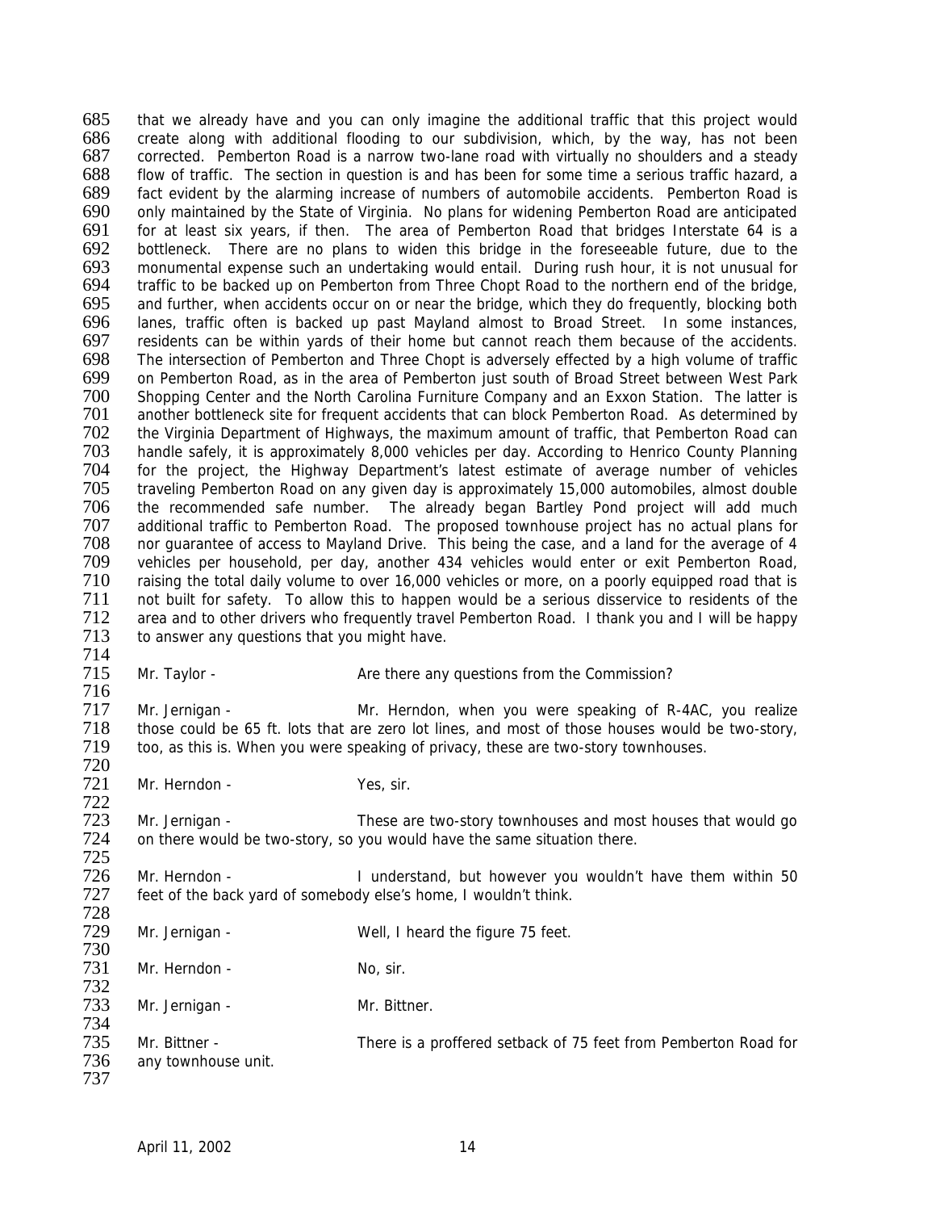that we already have and you can only imagine the additional traffic that this project would create along with additional flooding to our subdivision, which, by the way, has not been corrected. Pemberton Road is a narrow two-lane road with virtually no shoulders and a steady flow of traffic. The section in question is and has been for some time a serious traffic hazard, a fact evident by the alarming increase of numbers of automobile accidents. Pemberton Road is only maintained by the State of Virginia. No plans for widening Pemberton Road are anticipated for at least six years, if then. The area of Pemberton Road that bridges Interstate 64 is a bottleneck. There are no plans to widen this bridge in the foreseeable future, due to the monumental expense such an undertaking would entail. During rush hour, it is not unusual for traffic to be backed up on Pemberton from Three Chopt Road to the northern end of the bridge, and further, when accidents occur on or near the bridge, which they do frequently, blocking both lanes, traffic often is backed up past Mayland almost to Broad Street. In some instances, residents can be within yards of their home but cannot reach them because of the accidents. The intersection of Pemberton and Three Chopt is adversely effected by a high volume of traffic on Pemberton Road, as in the area of Pemberton just south of Broad Street between West Park Shopping Center and the North Carolina Furniture Company and an Exxon Station. The latter is another bottleneck site for frequent accidents that can block Pemberton Road. As determined by the Virginia Department of Highways, the maximum amount of traffic, that Pemberton Road can handle safely, it is approximately 8,000 vehicles per day. According to Henrico County Planning for the project, the Highway Department's latest estimate of average number of vehicles traveling Pemberton Road on any given day is approximately 15,000 automobiles, almost double the recommended safe number. The already began Bartley Pond project will add much additional traffic to Pemberton Road. The proposed townhouse project has no actual plans for nor guarantee of access to Mayland Drive. This being the case, and a land for the average of 4 vehicles per household, per day, another 434 vehicles would enter or exit Pemberton Road, raising the total daily volume to over 16,000 vehicles or more, on a poorly equipped road that is not built for safety. To allow this to happen would be a serious disservice to residents of the area and to other drivers who frequently travel Pemberton Road. I thank you and I will be happy to answer any questions that you might have.

Mr. Taylor - Are there any questions from the Commission?

Mr. Jernigan - Mr. Herndon, when you were speaking of R-4AC, you realize those could be 65 ft. lots that are zero lot lines, and most of those houses would be two-story, too, as this is. When you were speaking of privacy, these are two-story townhouses.

Mr. Herndon - Yes, sir.

Mr. Jernigan - These are two-story townhouses and most houses that would go on there would be two-story, so you would have the same situation there.

Mr. Herndon - I understand, but however you wouldn't have them within 50 feet of the back yard of somebody else's home, I wouldn't think.

Mr. Jernigan - Well, I heard the figure 75 feet.

Mr. Herndon - No, sir.

Mr. Jernigan - Mr. Bittner.

Mr. Bittner - There is a proffered setback of 75 feet from Pemberton Road for any townhouse unit.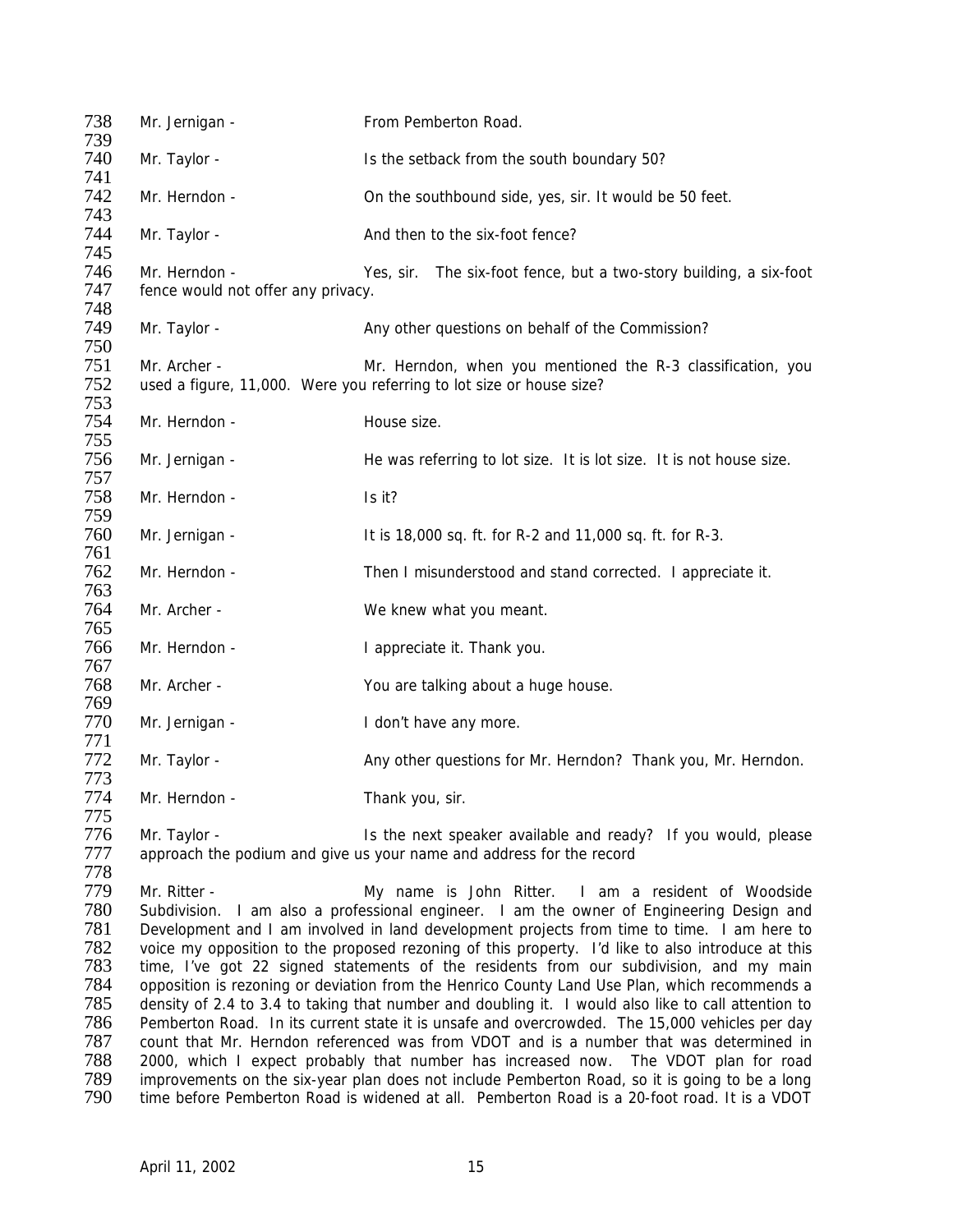738 Mr. Jernigan - From Pemberton Road.
739
740 Mr. Taylor - Is the setback from the south boundary 50?
741
742 Mr. Herndon - On the southbound side, yes, sir. It would be 50 feet.
743
744 Mr. Taylor - And then to the six-foot fence?
745
746 Mr. Herndon - Yes, sir. The six-foot fence, but a two-story building, a six-foot
747 fence would not offer any privacy.
748
749 Mr. Taylor - Any other questions on behalf of the Commission?
750
751 Mr. Archer - Mr. Herndon, when you mentioned the R-3 classification, you
752 used a figure, 11,000. Were you referring to lot size or house size?
753
754 Mr. Herndon - House size.
755
756 Mr. Jernigan - He was referring to lot size. It is lot size. It is not house size.
757
758 Mr. Herndon - Is it?
759
760 Mr. Jernigan - It is 18,000 sq. ft. for R-2 and 11,000 sq. ft. for R-3.
761
762 Mr. Herndon - Then I misunderstood and stand corrected. I appreciate it.
763
764 Mr. Archer - We knew what you meant.
765
766 Mr. Herndon - I appreciate it. Thank you.
767
768 Mr. Archer - You are talking about a huge house.
769
770 Mr. Jernigan - I don't have any more.
771
772 Mr. Taylor - Any other questions for Mr. Herndon? Thank you, Mr. Herndon.
773
774 Mr. Herndon - Thank you, sir.
775
776 Mr. Taylor - Is the next speaker available and ready? If you would, please
777 approach the podium and give us your name and address for the record
778
779 Mr. Ritter - My name is John Ritter. I am a resident of Woodside
780 Subdivision. I am also a professional engineer. I am the owner of Engineering Design and
781 Development and I am involved in land development projects from time to time. I am here to
782 voice my opposition to the proposed rezoning of this property. I'd like to also introduce at this
783 time, I've got 22 signed statements of the residents from our subdivision, and my main
784 opposition is rezoning or deviation from the Henrico County Land Use Plan, which recommends a
785 density of 2.4 to 3.4 to taking that number and doubling it. I would also like to call attention to
786 Pemberton Road. In its current state it is unsafe and overcrowded. The 15,000 vehicles per day
787 count that Mr. Herndon referenced was from VDOT and is a number that was determined in
788 2000, which I expect probably that number has increased now. The VDOT plan for road
789 improvements on the six-year plan does not include Pemberton Road, so it is going to be a long
790 time before Pemberton Road is widened at all. Pemberton Road is a 20-foot road. It is a VDOT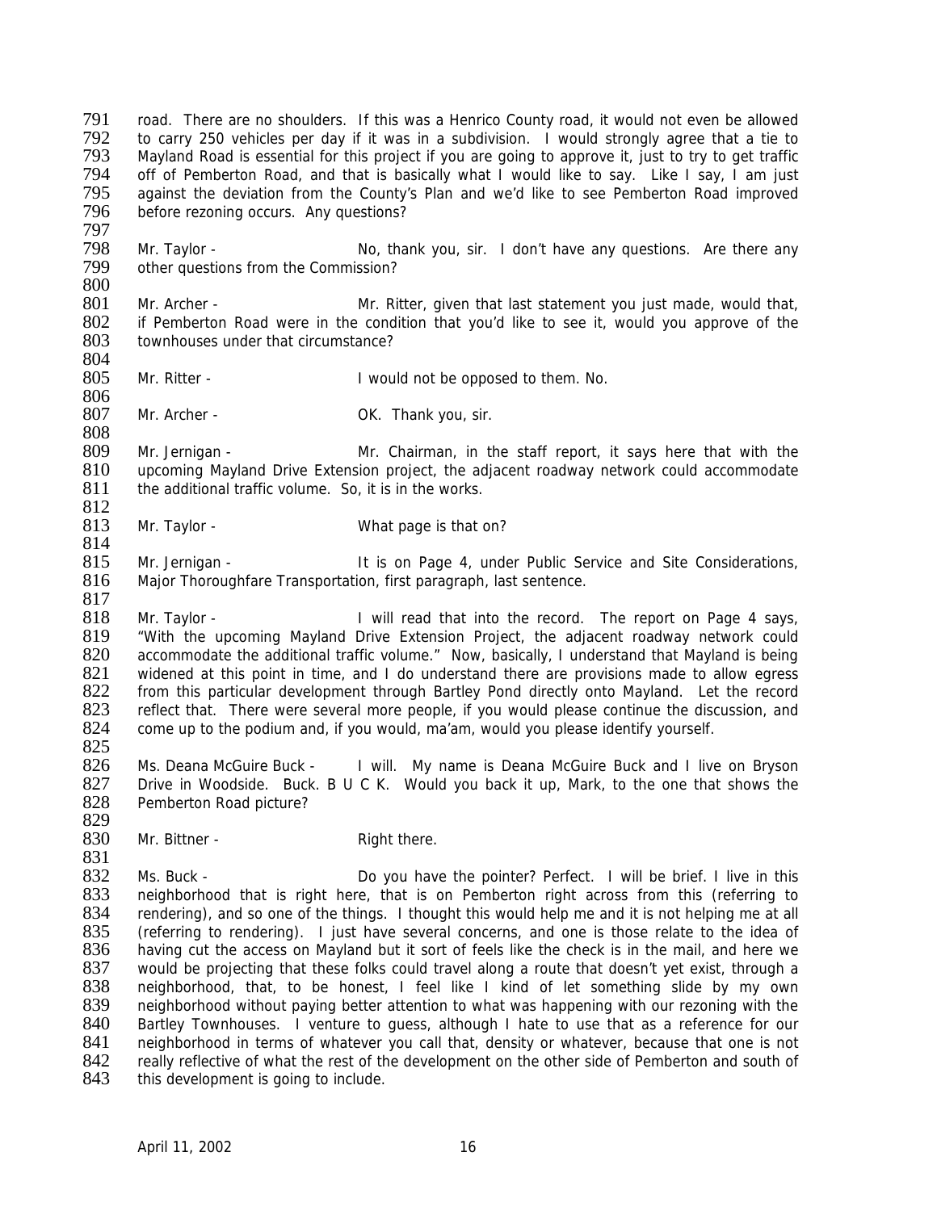road. There are no shoulders. If this was a Henrico County road, it would not even be allowed to carry 250 vehicles per day if it was in a subdivision. I would strongly agree that a tie to Mayland Road is essential for this project if you are going to approve it, just to try to get traffic off of Pemberton Road, and that is basically what I would like to say. Like I say, I am just against the deviation from the County's Plan and we'd like to see Pemberton Road improved before rezoning occurs. Any questions?

Mr. Taylor - No, thank you, sir. I don't have any questions. Are there any other questions from the Commission?

Mr. Archer - Mr. Ritter, given that last statement you just made, would that, if Pemberton Road were in the condition that you'd like to see it, would you approve of the townhouses under that circumstance?

Mr. Ritter - I would not be opposed to them. No.

Mr. Archer - OK. Thank you, sir.

Mr. Jernigan - Mr. Chairman, in the staff report, it says here that with the upcoming Mayland Drive Extension project, the adjacent roadway network could accommodate the additional traffic volume. So, it is in the works.

Mr. Taylor - What page is that on?

Mr. Jernigan - It is on Page 4, under Public Service and Site Considerations, Major Thoroughfare Transportation, first paragraph, last sentence.

Mr. Taylor - I will read that into the record. The report on Page 4 says, "With the upcoming Mayland Drive Extension Project, the adjacent roadway network could accommodate the additional traffic volume." Now, basically, I understand that Mayland is being widened at this point in time, and I do understand there are provisions made to allow egress from this particular development through Bartley Pond directly onto Mayland. Let the record reflect that. There were several more people, if you would please continue the discussion, and come up to the podium and, if you would, ma'am, would you please identify yourself.

Ms. Deana McGuire Buck - I will. My name is Deana McGuire Buck and I live on Bryson Drive in Woodside. Buck. B U C K. Would you back it up, Mark, to the one that shows the Pemberton Road picture?

Mr. Bittner - Right there.

Ms. Buck - Do you have the pointer? Perfect. I will be brief. I live in this neighborhood that is right here, that is on Pemberton right across from this (referring to rendering), and so one of the things. I thought this would help me and it is not helping me at all (referring to rendering). I just have several concerns, and one is those relate to the idea of having cut the access on Mayland but it sort of feels like the check is in the mail, and here we would be projecting that these folks could travel along a route that doesn't yet exist, through a neighborhood, that, to be honest, I feel like I kind of let something slide by my own neighborhood without paying better attention to what was happening with our rezoning with the Bartley Townhouses. I venture to guess, although I hate to use that as a reference for our neighborhood in terms of whatever you call that, density or whatever, because that one is not really reflective of what the rest of the development on the other side of Pemberton and south of this development is going to include.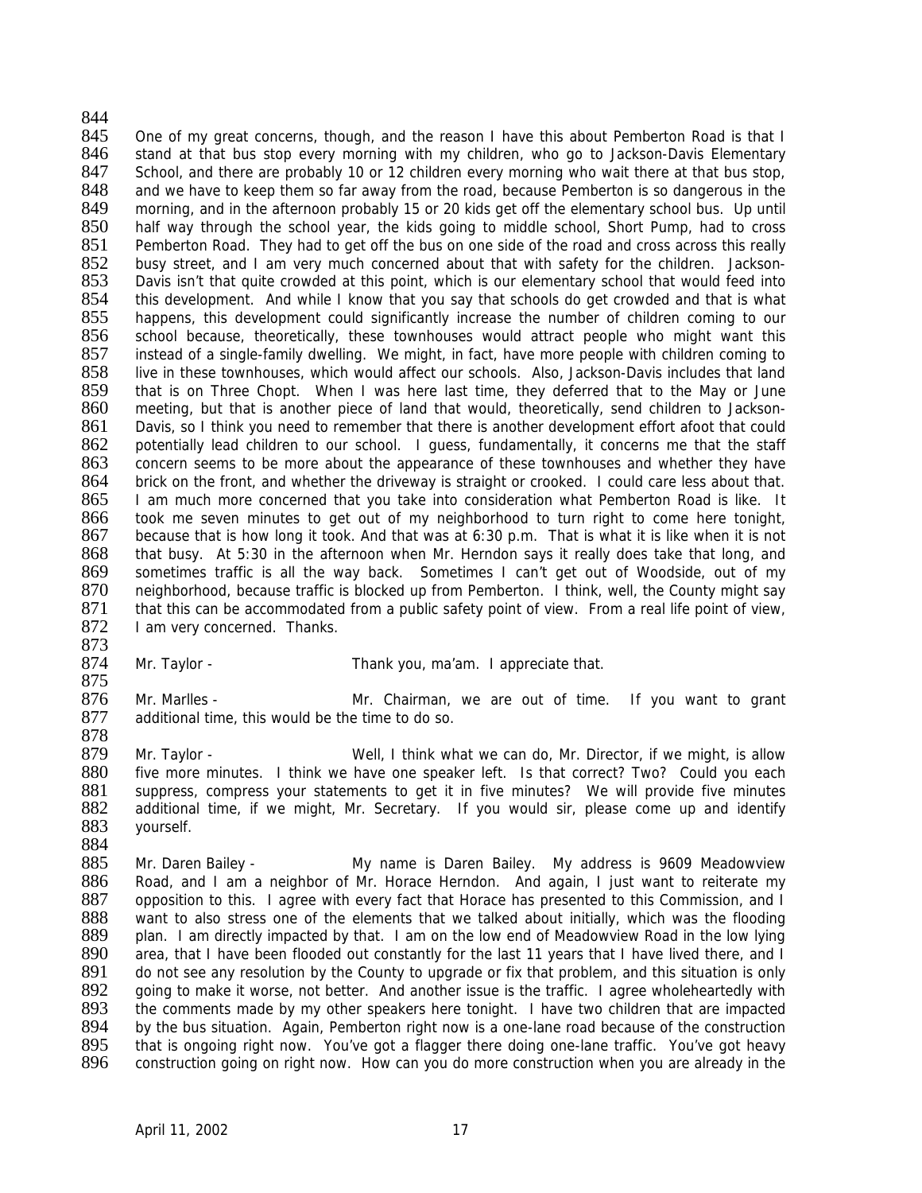One of my great concerns, though, and the reason I have this about Pemberton Road is that I stand at that bus stop every morning with my children, who go to Jackson-Davis Elementary School, and there are probably 10 or 12 children every morning who wait there at that bus stop, and we have to keep them so far away from the road, because Pemberton is so dangerous in the morning, and in the afternoon probably 15 or 20 kids get off the elementary school bus. Up until half way through the school year, the kids going to middle school, Short Pump, had to cross Pemberton Road. They had to get off the bus on one side of the road and cross across this really busy street, and I am very much concerned about that with safety for the children. Jackson-Davis isn't that quite crowded at this point, which is our elementary school that would feed into this development. And while I know that you say that schools do get crowded and that is what happens, this development could significantly increase the number of children coming to our school because, theoretically, these townhouses would attract people who might want this instead of a single-family dwelling. We might, in fact, have more people with children coming to live in these townhouses, which would affect our schools. Also, Jackson-Davis includes that land that is on Three Chopt. When I was here last time, they deferred that to the May or June meeting, but that is another piece of land that would, theoretically, send children to Jackson-Davis, so I think you need to remember that there is another development effort afoot that could potentially lead children to our school. I guess, fundamentally, it concerns me that the staff concern seems to be more about the appearance of these townhouses and whether they have brick on the front, and whether the driveway is straight or crooked. I could care less about that. I am much more concerned that you take into consideration what Pemberton Road is like. It took me seven minutes to get out of my neighborhood to turn right to come here tonight, because that is how long it took. And that was at 6:30 p.m. That is what it is like when it is not that busy. At 5:30 in the afternoon when Mr. Herndon says it really does take that long, and sometimes traffic is all the way back. Sometimes I can't get out of Woodside, out of my neighborhood, because traffic is blocked up from Pemberton. I think, well, the County might say that this can be accommodated from a public safety point of view. From a real life point of view, I am very concerned. Thanks.

Mr. Taylor - Thank you, ma'am. I appreciate that.

Mr. Marlles - Mr. Chairman, we are out of time. If you want to grant additional time, this would be the time to do so.

Mr. Taylor - Well, I think what we can do, Mr. Director, if we might, is allow five more minutes. I think we have one speaker left. Is that correct? Two? Could you each suppress, compress your statements to get it in five minutes? We will provide five minutes additional time, if we might, Mr. Secretary. If you would sir, please come up and identify yourself.

Mr. Daren Bailey - My name is Daren Bailey. My address is 9609 Meadowview Road, and I am a neighbor of Mr. Horace Herndon. And again, I just want to reiterate my opposition to this. I agree with every fact that Horace has presented to this Commission, and I want to also stress one of the elements that we talked about initially, which was the flooding plan. I am directly impacted by that. I am on the low end of Meadowview Road in the low lying area, that I have been flooded out constantly for the last 11 years that I have lived there, and I do not see any resolution by the County to upgrade or fix that problem, and this situation is only going to make it worse, not better. And another issue is the traffic. I agree wholeheartedly with the comments made by my other speakers here tonight. I have two children that are impacted by the bus situation. Again, Pemberton right now is a one-lane road because of the construction that is ongoing right now. You've got a flagger there doing one-lane traffic. You've got heavy construction going on right now. How can you do more construction when you are already in the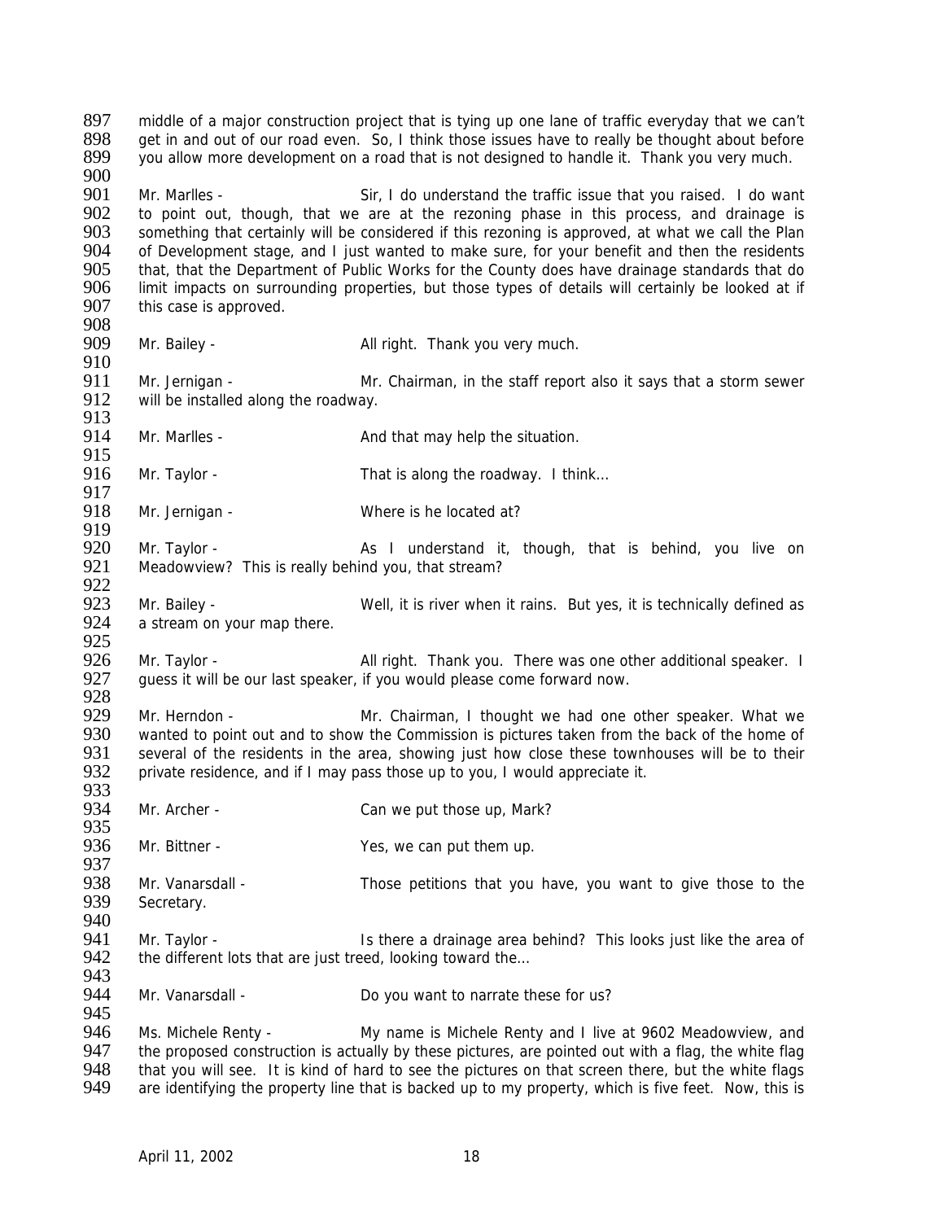897 middle of a major construction project that is tying up one lane of traffic everyday that we can't
898 get in and out of our road even. So, I think those issues have to really be thought about before
899 you allow more development on a road that is not designed to handle it. Thank you very much.
900
901 Mr. Marlles - Sir, I do understand the traffic issue that you raised. I do want
902 to point out, though, that we are at the rezoning phase in this process, and drainage is
903 something that certainly will be considered if this rezoning is approved, at what we call the Plan
904 of Development stage, and I just wanted to make sure, for your benefit and then the residents
905 that, that the Department of Public Works for the County does have drainage standards that do
906 limit impacts on surrounding properties, but those types of details will certainly be looked at if
907 this case is approved.
908
909 Mr. Bailey - All right. Thank you very much.
910
911 Mr. Jernigan - Mr. Chairman, in the staff report also it says that a storm sewer
912 will be installed along the roadway.
913
914 Mr. Marlles - And that may help the situation.
915
916 Mr. Taylor - That is along the roadway. I think…
917
918 Mr. Jernigan - Where is he located at?
919
920 Mr. Taylor - As I understand it, though, that is behind, you live on
921 Meadowview? This is really behind you, that stream?
922
923 Mr. Bailey - Well, it is river when it rains. But yes, it is technically defined as
924 a stream on your map there.
925
926 Mr. Taylor - All right. Thank you. There was one other additional speaker. I
927 guess it will be our last speaker, if you would please come forward now.
928
929 Mr. Herndon - Mr. Chairman, I thought we had one other speaker. What we
930 wanted to point out and to show the Commission is pictures taken from the back of the home of
931 several of the residents in the area, showing just how close these townhouses will be to their
932 private residence, and if I may pass those up to you, I would appreciate it.
933
934 Mr. Archer - Can we put those up, Mark?
935
936 Mr. Bittner - Yes, we can put them up.
937
938 Mr. Vanarsdall - Those petitions that you have, you want to give those to the
939 Secretary.
940
941 Mr. Taylor - Is there a drainage area behind? This looks just like the area of
942 the different lots that are just treed, looking toward the…
943
944 Mr. Vanarsdall - Do you want to narrate these for us?
945
946 Ms. Michele Renty - My name is Michele Renty and I live at 9602 Meadowview, and
947 the proposed construction is actually by these pictures, are pointed out with a flag, the white flag
948 that you will see. It is kind of hard to see the pictures on that screen there, but the white flags
949 are identifying the property line that is backed up to my property, which is five feet. Now, this is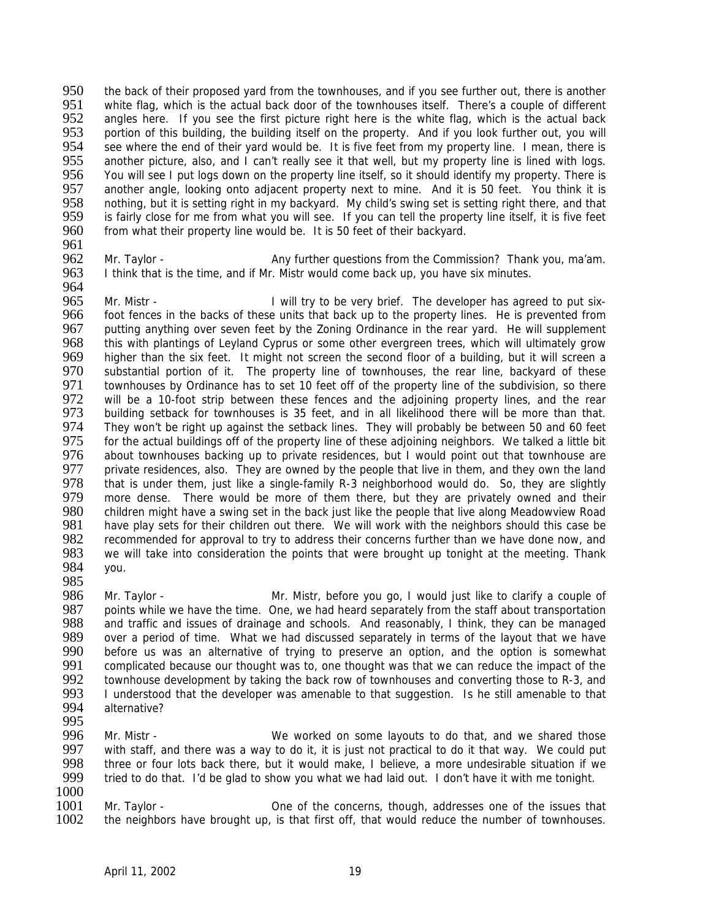the back of their proposed yard from the townhouses, and if you see further out, there is another white flag, which is the actual back door of the townhouses itself. There's a couple of different angles here. If you see the first picture right here is the white flag, which is the actual back portion of this building, the building itself on the property. And if you look further out, you will see where the end of their yard would be. It is five feet from my property line. I mean, there is another picture, also, and I can't really see it that well, but my property line is lined with logs. You will see I put logs down on the property line itself, so it should identify my property. There is another angle, looking onto adjacent property next to mine. And it is 50 feet. You think it is nothing, but it is setting right in my backyard. My child's swing set is setting right there, and that is fairly close for me from what you will see. If you can tell the property line itself, it is five feet from what their property line would be. It is 50 feet of their backyard.

Mr. Taylor - Any further questions from the Commission? Thank you, ma'am. I think that is the time, and if Mr. Mistr would come back up, you have six minutes.

Mr. Mistr - I will try to be very brief. The developer has agreed to put six-foot fences in the backs of these units that back up to the property lines. He is prevented from putting anything over seven feet by the Zoning Ordinance in the rear yard. He will supplement this with plantings of Leyland Cyprus or some other evergreen trees, which will ultimately grow higher than the six feet. It might not screen the second floor of a building, but it will screen a substantial portion of it. The property line of townhouses, the rear line, backyard of these townhouses by Ordinance has to set 10 feet off of the property line of the subdivision, so there will be a 10-foot strip between these fences and the adjoining property lines, and the rear building setback for townhouses is 35 feet, and in all likelihood there will be more than that. They won't be right up against the setback lines. They will probably be between 50 and 60 feet for the actual buildings off of the property line of these adjoining neighbors. We talked a little bit about townhouses backing up to private residences, but I would point out that townhouse are private residences, also. They are owned by the people that live in them, and they own the land that is under them, just like a single-family R-3 neighborhood would do. So, they are slightly more dense. There would be more of them there, but they are privately owned and their children might have a swing set in the back just like the people that live along Meadowview Road have play sets for their children out there. We will work with the neighbors should this case be recommended for approval to try to address their concerns further than we have done now, and we will take into consideration the points that were brought up tonight at the meeting. Thank you.

Mr. Taylor - Mr. Mistr, before you go, I would just like to clarify a couple of points while we have the time. One, we had heard separately from the staff about transportation and traffic and issues of drainage and schools. And reasonably, I think, they can be managed over a period of time. What we had discussed separately in terms of the layout that we have before us was an alternative of trying to preserve an option, and the option is somewhat complicated because our thought was to, one thought was that we can reduce the impact of the townhouse development by taking the back row of townhouses and converting those to R-3, and I understood that the developer was amenable to that suggestion. Is he still amenable to that alternative?

Mr. Mistr - We worked on some layouts to do that, and we shared those with staff, and there was a way to do it, it is just not practical to do it that way. We could put three or four lots back there, but it would make, I believe, a more undesirable situation if we tried to do that. I'd be glad to show you what we had laid out. I don't have it with me tonight.

Mr. Taylor - One of the concerns, though, addresses one of the issues that the neighbors have brought up, is that first off, that would reduce the number of townhouses.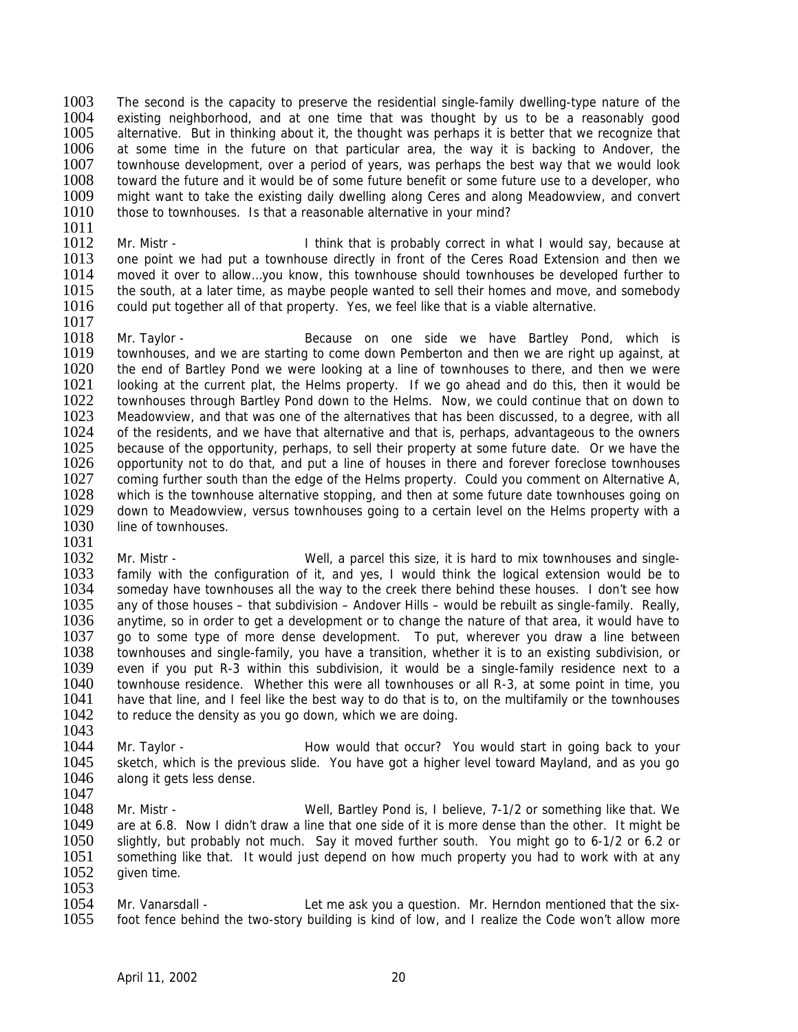1003 The second is the capacity to preserve the residential single-family dwelling-type nature of the
1004 existing neighborhood, and at one time that was thought by us to be a reasonably good
1005 alternative. But in thinking about it, the thought was perhaps it is better that we recognize that
1006 at some time in the future on that particular area, the way it is backing to Andover, the
1007 townhouse development, over a period of years, was perhaps the best way that we would look
1008 toward the future and it would be of some future benefit or some future use to a developer, who
1009 might want to take the existing daily dwelling along Ceres and along Meadowview, and convert
1010 those to townhouses. Is that a reasonable alternative in your mind?
1011
1012 Mr. Mistr - I think that is probably correct in what I would say, because at
1013 one point we had put a townhouse directly in front of the Ceres Road Extension and then we
1014 moved it over to allow…you know, this townhouse should townhouses be developed further to
1015 the south, at a later time, as maybe people wanted to sell their homes and move, and somebody
1016 could put together all of that property. Yes, we feel like that is a viable alternative.
1017
1018 Mr. Taylor - Because on one side we have Bartley Pond, which is
1019 townhouses, and we are starting to come down Pemberton and then we are right up against, at
1020 the end of Bartley Pond we were looking at a line of townhouses to there, and then we were
1021 looking at the current plat, the Helms property. If we go ahead and do this, then it would be
1022 townhouses through Bartley Pond down to the Helms. Now, we could continue that on down to
1023 Meadowview, and that was one of the alternatives that has been discussed, to a degree, with all
1024 of the residents, and we have that alternative and that is, perhaps, advantageous to the owners
1025 because of the opportunity, perhaps, to sell their property at some future date. Or we have the
1026 opportunity not to do that, and put a line of houses in there and forever foreclose townhouses
1027 coming further south than the edge of the Helms property. Could you comment on Alternative A,
1028 which is the townhouse alternative stopping, and then at some future date townhouses going on
1029 down to Meadowview, versus townhouses going to a certain level on the Helms property with a
1030 line of townhouses.
1031
1032 Mr. Mistr - Well, a parcel this size, it is hard to mix townhouses and single-
1033 family with the configuration of it, and yes, I would think the logical extension would be to
1034 someday have townhouses all the way to the creek there behind these houses. I don't see how
1035 any of those houses – that subdivision – Andover Hills – would be rebuilt as single-family. Really,
1036 anytime, so in order to get a development or to change the nature of that area, it would have to
1037 go to some type of more dense development. To put, wherever you draw a line between
1038 townhouses and single-family, you have a transition, whether it is to an existing subdivision, or
1039 even if you put R-3 within this subdivision, it would be a single-family residence next to a
1040 townhouse residence. Whether this were all townhouses or all R-3, at some point in time, you
1041 have that line, and I feel like the best way to do that is to, on the multifamily or the townhouses
1042 to reduce the density as you go down, which we are doing.
1043
1044 Mr. Taylor - How would that occur? You would start in going back to your
1045 sketch, which is the previous slide. You have got a higher level toward Mayland, and as you go
1046 along it gets less dense.
1047
1048 Mr. Mistr - Well, Bartley Pond is, I believe, 7-1/2 or something like that. We
1049 are at 6.8. Now I didn't draw a line that one side of it is more dense than the other. It might be
1050 slightly, but probably not much. Say it moved further south. You might go to 6-1/2 or 6.2 or
1051 something like that. It would just depend on how much property you had to work with at any
1052 given time.
1053
1054 Mr. Vanarsdall - Let me ask you a question. Mr. Herndon mentioned that the six-
1055 foot fence behind the two-story building is kind of low, and I realize the Code won't allow more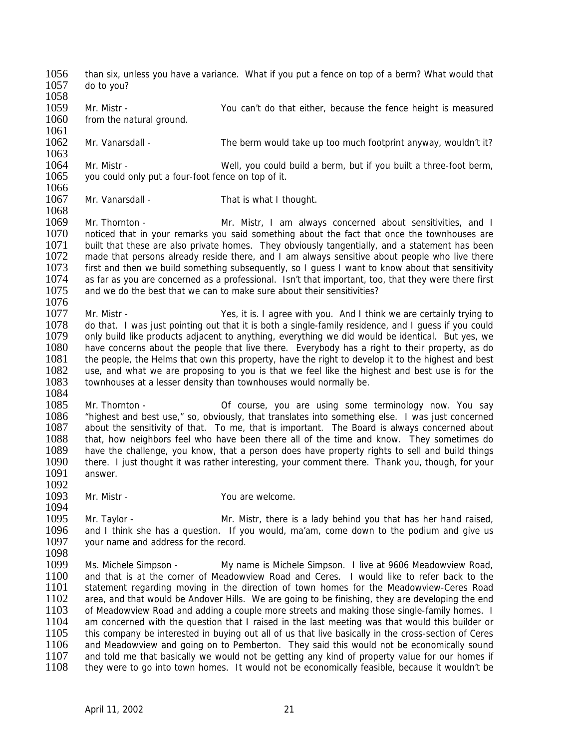than six, unless you have a variance. What if you put a fence on top of a berm? What would that do to you?

Mr. Mistr - You can't do that either, because the fence height is measured from the natural ground.

Mr. Vanarsdall - The berm would take up too much footprint anyway, wouldn't it?

Mr. Mistr - Well, you could build a berm, but if you built a three-foot berm, you could only put a four-foot fence on top of it.

Mr. Vanarsdall - That is what I thought.

Mr. Thornton - Mr. Mistr, I am always concerned about sensitivities, and I noticed that in your remarks you said something about the fact that once the townhouses are built that these are also private homes. They obviously tangentially, and a statement has been made that persons already reside there, and I am always sensitive about people who live there first and then we build something subsequently, so I guess I want to know about that sensitivity as far as you are concerned as a professional. Isn't that important, too, that they were there first and we do the best that we can to make sure about their sensitivities?

Mr. Mistr - Yes, it is. I agree with you. And I think we are certainly trying to do that. I was just pointing out that it is both a single-family residence, and I guess if you could only build like products adjacent to anything, everything we did would be identical. But yes, we have concerns about the people that live there. Everybody has a right to their property, as do the people, the Helms that own this property, have the right to develop it to the highest and best use, and what we are proposing to you is that we feel like the highest and best use is for the townhouses at a lesser density than townhouses would normally be.

Mr. Thornton - Of course, you are using some terminology now. You say "highest and best use," so, obviously, that translates into something else. I was just concerned about the sensitivity of that. To me, that is important. The Board is always concerned about that, how neighbors feel who have been there all of the time and know. They sometimes do have the challenge, you know, that a person does have property rights to sell and build things there. I just thought it was rather interesting, your comment there. Thank you, though, for your answer.

Mr. Mistr - You are welcome.

Mr. Taylor - Mr. Mistr, there is a lady behind you that has her hand raised, and I think she has a question. If you would, ma'am, come down to the podium and give us your name and address for the record.

Ms. Michele Simpson - My name is Michele Simpson. I live at 9606 Meadowview Road, and that is at the corner of Meadowview Road and Ceres. I would like to refer back to the statement regarding moving in the direction of town homes for the Meadowview-Ceres Road area, and that would be Andover Hills. We are going to be finishing, they are developing the end of Meadowview Road and adding a couple more streets and making those single-family homes. I am concerned with the question that I raised in the last meeting was that would this builder or this company be interested in buying out all of us that live basically in the cross-section of Ceres and Meadowview and going on to Pemberton. They said this would not be economically sound and told me that basically we would not be getting any kind of property value for our homes if they were to go into town homes. It would not be economically feasible, because it wouldn't be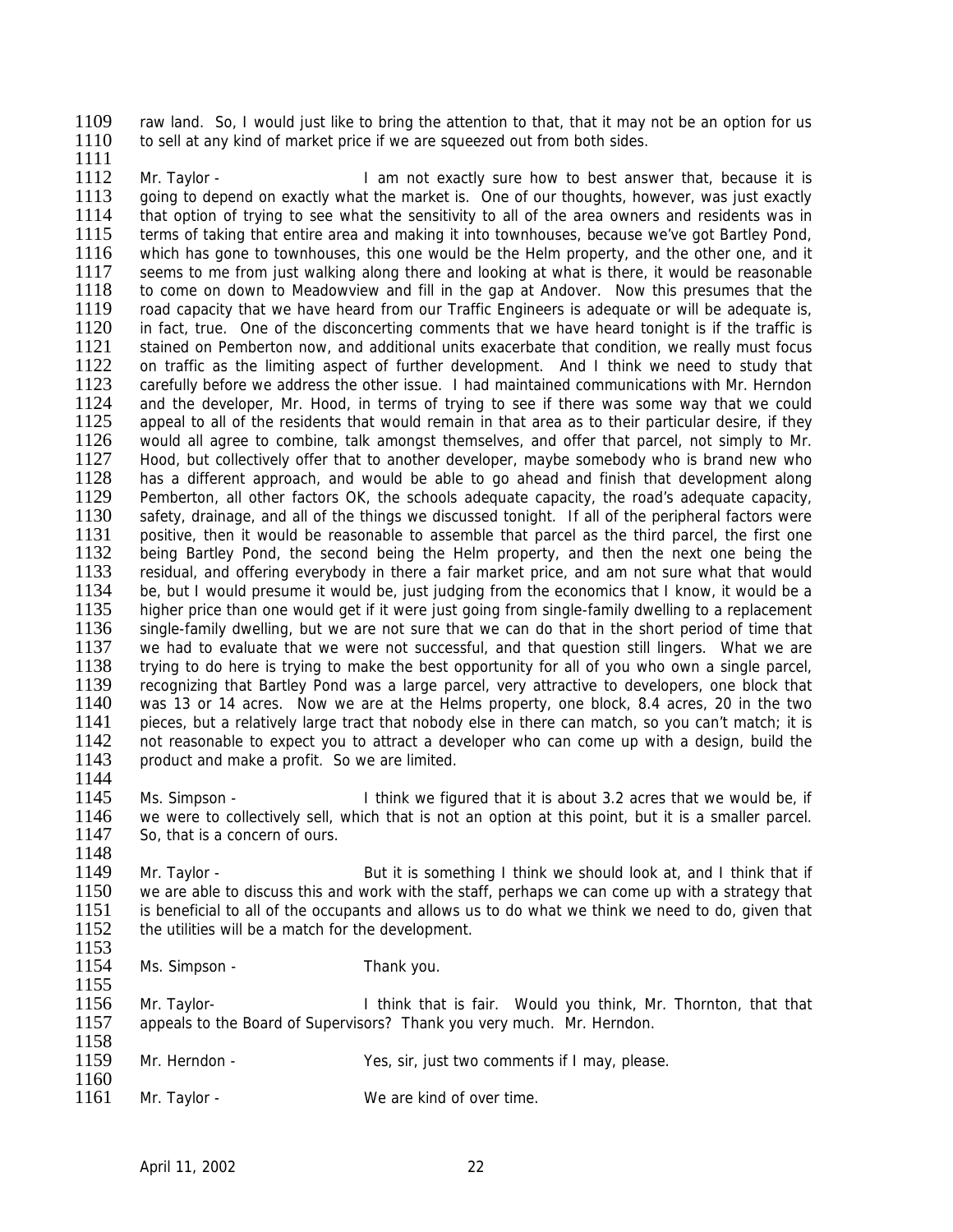raw land. So, I would just like to bring the attention to that, that it may not be an option for us to sell at any kind of market price if we are squeezed out from both sides.

Mr. Taylor - I am not exactly sure how to best answer that, because it is going to depend on exactly what the market is. One of our thoughts, however, was just exactly that option of trying to see what the sensitivity to all of the area owners and residents was in terms of taking that entire area and making it into townhouses, because we've got Bartley Pond, which has gone to townhouses, this one would be the Helm property, and the other one, and it seems to me from just walking along there and looking at what is there, it would be reasonable to come on down to Meadowview and fill in the gap at Andover. Now this presumes that the road capacity that we have heard from our Traffic Engineers is adequate or will be adequate is, in fact, true. One of the disconcerting comments that we have heard tonight is if the traffic is stained on Pemberton now, and additional units exacerbate that condition, we really must focus on traffic as the limiting aspect of further development. And I think we need to study that carefully before we address the other issue. I had maintained communications with Mr. Herndon and the developer, Mr. Hood, in terms of trying to see if there was some way that we could appeal to all of the residents that would remain in that area as to their particular desire, if they would all agree to combine, talk amongst themselves, and offer that parcel, not simply to Mr. Hood, but collectively offer that to another developer, maybe somebody who is brand new who has a different approach, and would be able to go ahead and finish that development along Pemberton, all other factors OK, the schools adequate capacity, the road's adequate capacity, safety, drainage, and all of the things we discussed tonight. If all of the peripheral factors were positive, then it would be reasonable to assemble that parcel as the third parcel, the first one being Bartley Pond, the second being the Helm property, and then the next one being the residual, and offering everybody in there a fair market price, and am not sure what that would be, but I would presume it would be, just judging from the economics that I know, it would be a higher price than one would get if it were just going from single-family dwelling to a replacement single-family dwelling, but we are not sure that we can do that in the short period of time that we had to evaluate that we were not successful, and that question still lingers. What we are trying to do here is trying to make the best opportunity for all of you who own a single parcel, recognizing that Bartley Pond was a large parcel, very attractive to developers, one block that was 13 or 14 acres. Now we are at the Helms property, one block, 8.4 acres, 20 in the two pieces, but a relatively large tract that nobody else in there can match, so you can't match; it is not reasonable to expect you to attract a developer who can come up with a design, build the product and make a profit. So we are limited.

Ms. Simpson - I think we figured that it is about 3.2 acres that we would be, if we were to collectively sell, which that is not an option at this point, but it is a smaller parcel. So, that is a concern of ours.

Mr. Taylor - But it is something I think we should look at, and I think that if we are able to discuss this and work with the staff, perhaps we can come up with a strategy that is beneficial to all of the occupants and allows us to do what we think we need to do, given that the utilities will be a match for the development.

Ms. Simpson - Thank you.

Mr. Taylor- I think that is fair. Would you think, Mr. Thornton, that that appeals to the Board of Supervisors? Thank you very much. Mr. Herndon.

Mr. Herndon - Yes, sir, just two comments if I may, please.

Mr. Taylor - We are kind of over time.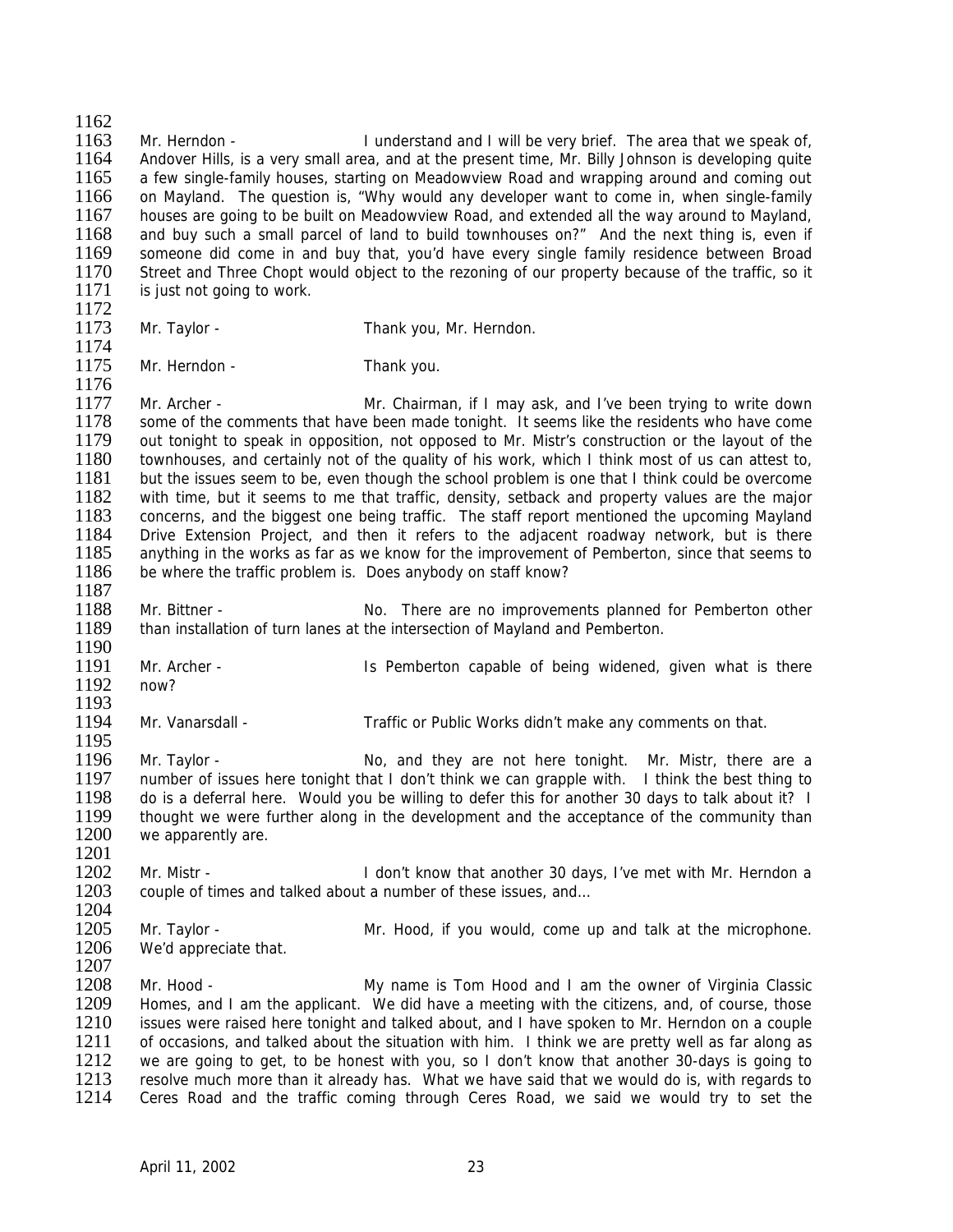Mr. Herndon - I understand and I will be very brief. The area that we speak of, Andover Hills, is a very small area, and at the present time, Mr. Billy Johnson is developing quite a few single-family houses, starting on Meadowview Road and wrapping around and coming out on Mayland. The question is, "Why would any developer want to come in, when single-family houses are going to be built on Meadowview Road, and extended all the way around to Mayland, and buy such a small parcel of land to build townhouses on?" And the next thing is, even if someone did come in and buy that, you'd have every single family residence between Broad Street and Three Chopt would object to the rezoning of our property because of the traffic, so it is just not going to work.

Mr. Taylor - Thank you, Mr. Herndon.

Mr. Herndon - Thank you.

Mr. Archer - Mr. Chairman, if I may ask, and I've been trying to write down some of the comments that have been made tonight. It seems like the residents who have come out tonight to speak in opposition, not opposed to Mr. Mistr's construction or the layout of the townhouses, and certainly not of the quality of his work, which I think most of us can attest to, but the issues seem to be, even though the school problem is one that I think could be overcome with time, but it seems to me that traffic, density, setback and property values are the major concerns, and the biggest one being traffic. The staff report mentioned the upcoming Mayland Drive Extension Project, and then it refers to the adjacent roadway network, but is there anything in the works as far as we know for the improvement of Pemberton, since that seems to be where the traffic problem is. Does anybody on staff know?

Mr. Bittner - No. There are no improvements planned for Pemberton other than installation of turn lanes at the intersection of Mayland and Pemberton.

Mr. Archer - Is Pemberton capable of being widened, given what is there now?

Mr. Vanarsdall - Traffic or Public Works didn't make any comments on that.

Mr. Taylor - No, and they are not here tonight. Mr. Mistr, there are a number of issues here tonight that I don't think we can grapple with. I think the best thing to do is a deferral here. Would you be willing to defer this for another 30 days to talk about it? I thought we were further along in the development and the acceptance of the community than we apparently are.

Mr. Mistr - I don't know that another 30 days, I've met with Mr. Herndon a couple of times and talked about a number of these issues, and…

Mr. Taylor - Mr. Hood, if you would, come up and talk at the microphone. We'd appreciate that.

Mr. Hood - My name is Tom Hood and I am the owner of Virginia Classic Homes, and I am the applicant. We did have a meeting with the citizens, and, of course, those issues were raised here tonight and talked about, and I have spoken to Mr. Herndon on a couple of occasions, and talked about the situation with him. I think we are pretty well as far along as we are going to get, to be honest with you, so I don't know that another 30-days is going to resolve much more than it already has. What we have said that we would do is, with regards to Ceres Road and the traffic coming through Ceres Road, we said we would try to set the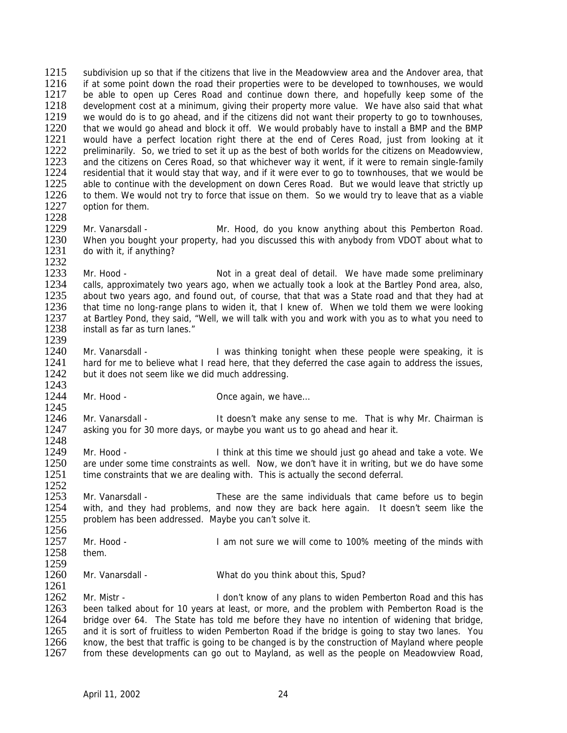subdivision up so that if the citizens that live in the Meadowview area and the Andover area, that if at some point down the road their properties were to be developed to townhouses, we would be able to open up Ceres Road and continue down there, and hopefully keep some of the development cost at a minimum, giving their property more value. We have also said that what we would do is to go ahead, and if the citizens did not want their property to go to townhouses, that we would go ahead and block it off. We would probably have to install a BMP and the BMP would have a perfect location right there at the end of Ceres Road, just from looking at it preliminarily. So, we tried to set it up as the best of both worlds for the citizens on Meadowview, and the citizens on Ceres Road, so that whichever way it went, if it were to remain single-family residential that it would stay that way, and if it were ever to go to townhouses, that we would be able to continue with the development on down Ceres Road. But we would leave that strictly up to them. We would not try to force that issue on them. So we would try to leave that as a viable option for them.

Mr. Vanarsdall - Mr. Hood, do you know anything about this Pemberton Road. When you bought your property, had you discussed this with anybody from VDOT about what to do with it, if anything?

Mr. Hood - Not in a great deal of detail. We have made some preliminary calls, approximately two years ago, when we actually took a look at the Bartley Pond area, also, about two years ago, and found out, of course, that that was a State road and that they had at that time no long-range plans to widen it, that I knew of. When we told them we were looking at Bartley Pond, they said, "Well, we will talk with you and work with you as to what you need to install as far as turn lanes."

Mr. Vanarsdall - I was thinking tonight when these people were speaking, it is hard for me to believe what I read here, that they deferred the case again to address the issues, but it does not seem like we did much addressing.

Mr. Hood - Once again, we have…

Mr. Vanarsdall - It doesn't make any sense to me. That is why Mr. Chairman is asking you for 30 more days, or maybe you want us to go ahead and hear it.

Mr. Hood - I think at this time we should just go ahead and take a vote. We are under some time constraints as well. Now, we don't have it in writing, but we do have some time constraints that we are dealing with. This is actually the second deferral.

Mr. Vanarsdall - These are the same individuals that came before us to begin with, and they had problems, and now they are back here again. It doesn't seem like the problem has been addressed. Maybe you can't solve it.

Mr. Hood - I am not sure we will come to 100% meeting of the minds with them.

Mr. Vanarsdall - What do you think about this, Spud?

Mr. Mistr - I don't know of any plans to widen Pemberton Road and this has been talked about for 10 years at least, or more, and the problem with Pemberton Road is the bridge over 64. The State has told me before they have no intention of widening that bridge, and it is sort of fruitless to widen Pemberton Road if the bridge is going to stay two lanes. You know, the best that traffic is going to be changed is by the construction of Mayland where people from these developments can go out to Mayland, as well as the people on Meadowview Road,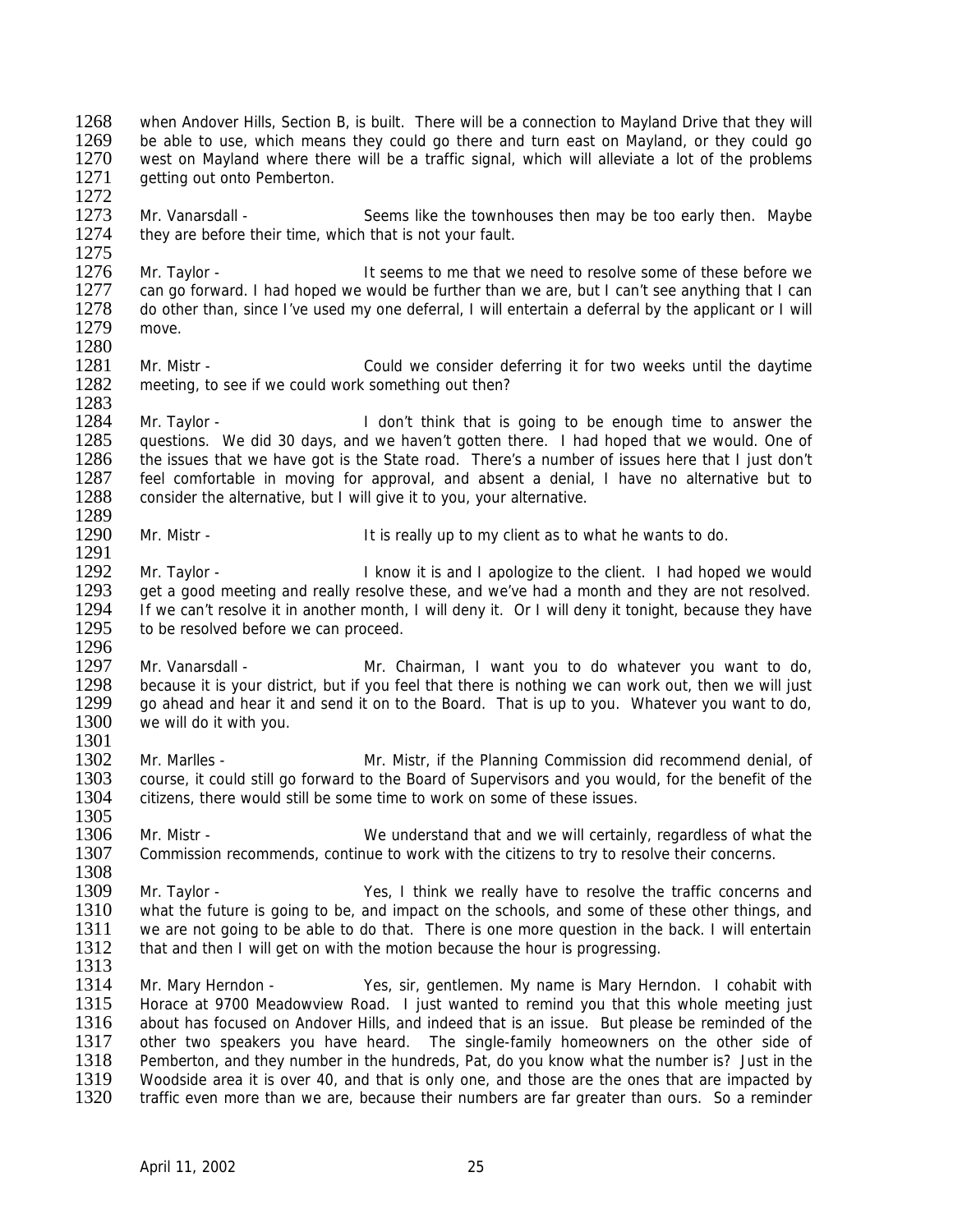when Andover Hills, Section B, is built. There will be a connection to Mayland Drive that they will be able to use, which means they could go there and turn east on Mayland, or they could go west on Mayland where there will be a traffic signal, which will alleviate a lot of the problems getting out onto Pemberton.

Mr. Vanarsdall - Seems like the townhouses then may be too early then. Maybe they are before their time, which that is not your fault.

Mr. Taylor - It seems to me that we need to resolve some of these before we can go forward. I had hoped we would be further than we are, but I can't see anything that I can do other than, since I've used my one deferral, I will entertain a deferral by the applicant or I will move.

Mr. Mistr - Could we consider deferring it for two weeks until the daytime meeting, to see if we could work something out then?

Mr. Taylor - I don't think that is going to be enough time to answer the questions. We did 30 days, and we haven't gotten there. I had hoped that we would. One of the issues that we have got is the State road. There's a number of issues here that I just don't feel comfortable in moving for approval, and absent a denial, I have no alternative but to consider the alternative, but I will give it to you, your alternative.

Mr. Mistr - It is really up to my client as to what he wants to do.

Mr. Taylor - I know it is and I apologize to the client. I had hoped we would get a good meeting and really resolve these, and we've had a month and they are not resolved. If we can't resolve it in another month, I will deny it. Or I will deny it tonight, because they have to be resolved before we can proceed.

Mr. Vanarsdall - Mr. Chairman, I want you to do whatever you want to do, because it is your district, but if you feel that there is nothing we can work out, then we will just go ahead and hear it and send it on to the Board. That is up to you. Whatever you want to do, we will do it with you.

Mr. Marlles - Mr. Mistr, if the Planning Commission did recommend denial, of course, it could still go forward to the Board of Supervisors and you would, for the benefit of the citizens, there would still be some time to work on some of these issues.

Mr. Mistr - We understand that and we will certainly, regardless of what the Commission recommends, continue to work with the citizens to try to resolve their concerns.

Mr. Taylor - Yes, I think we really have to resolve the traffic concerns and what the future is going to be, and impact on the schools, and some of these other things, and we are not going to be able to do that. There is one more question in the back. I will entertain that and then I will get on with the motion because the hour is progressing.

Mr. Mary Herndon - Yes, sir, gentlemen. My name is Mary Herndon. I cohabit with Horace at 9700 Meadowview Road. I just wanted to remind you that this whole meeting just about has focused on Andover Hills, and indeed that is an issue. But please be reminded of the other two speakers you have heard. The single-family homeowners on the other side of Pemberton, and they number in the hundreds, Pat, do you know what the number is? Just in the Woodside area it is over 40, and that is only one, and those are the ones that are impacted by traffic even more than we are, because their numbers are far greater than ours. So a reminder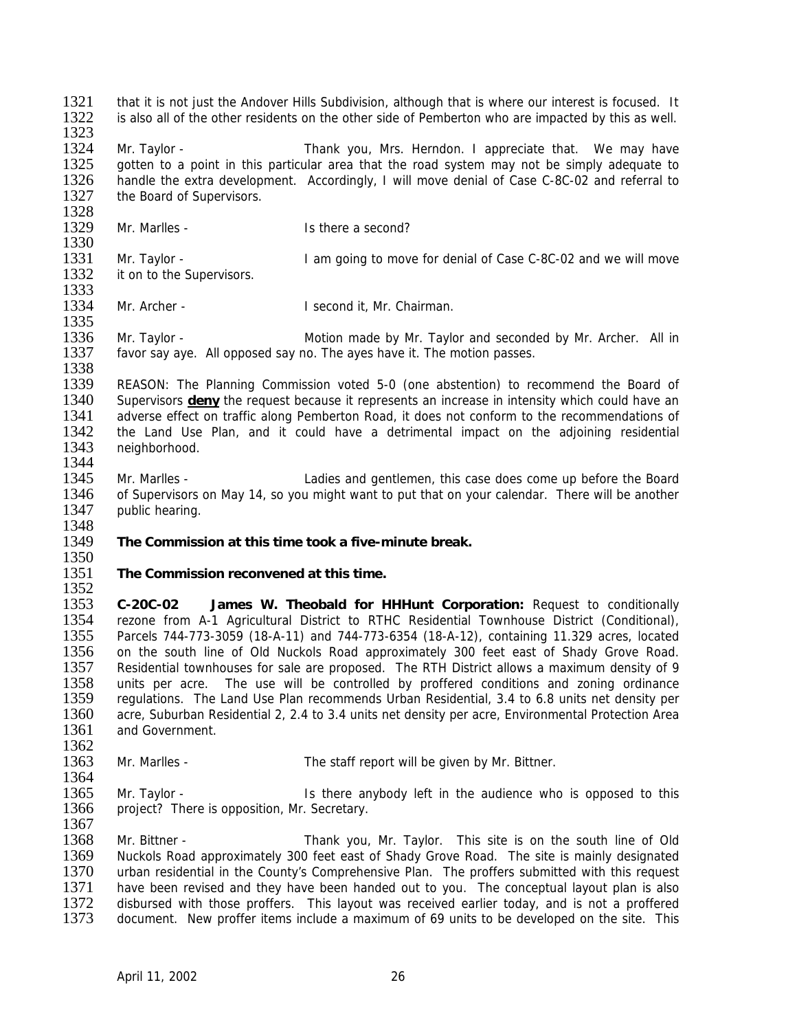that it is not just the Andover Hills Subdivision, although that is where our interest is focused. It is also all of the other residents on the other side of Pemberton who are impacted by this as well.

Mr. Taylor - Thank you, Mrs. Herndon. I appreciate that. We may have gotten to a point in this particular area that the road system may not be simply adequate to handle the extra development. Accordingly, I will move denial of Case C-8C-02 and referral to the Board of Supervisors.

Mr. Marlles - Is there a second?

Mr. Taylor - I am going to move for denial of Case C-8C-02 and we will move it on to the Supervisors.

Mr. Archer - I second it, Mr. Chairman.

Mr. Taylor - Motion made by Mr. Taylor and seconded by Mr. Archer. All in favor say aye. All opposed say no. The ayes have it. The motion passes.

REASON: The Planning Commission voted 5-0 (one abstention) to recommend the Board of Supervisors **deny** the request because it represents an increase in intensity which could have an adverse effect on traffic along Pemberton Road, it does not conform to the recommendations of the Land Use Plan, and it could have a detrimental impact on the adjoining residential neighborhood.

Mr. Marlles - Ladies and gentlemen, this case does come up before the Board of Supervisors on May 14, so you might want to put that on your calendar. There will be another public hearing.

**The Commission at this time took a five-minute break.**

**The Commission reconvened at this time.**

**C-20C-02 James W. Theobald for HHHunt Corporation:** Request to conditionally rezone from A-1 Agricultural District to RTHC Residential Townhouse District (Conditional), Parcels 744-773-3059 (18-A-11) and 744-773-6354 (18-A-12), containing 11.329 acres, located on the south line of Old Nuckols Road approximately 300 feet east of Shady Grove Road. Residential townhouses for sale are proposed. The RTH District allows a maximum density of 9 units per acre. The use will be controlled by proffered conditions and zoning ordinance regulations. The Land Use Plan recommends Urban Residential, 3.4 to 6.8 units net density per acre, Suburban Residential 2, 2.4 to 3.4 units net density per acre, Environmental Protection Area and Government.

Mr. Marlles - The staff report will be given by Mr. Bittner.

Mr. Taylor - Is there anybody left in the audience who is opposed to this project? There is opposition, Mr. Secretary.

Mr. Bittner - Thank you, Mr. Taylor. This site is on the south line of Old Nuckols Road approximately 300 feet east of Shady Grove Road. The site is mainly designated urban residential in the County's Comprehensive Plan. The proffers submitted with this request have been revised and they have been handed out to you. The conceptual layout plan is also disbursed with those proffers. This layout was received earlier today, and is not a proffered document. New proffer items include a maximum of 69 units to be developed on the site. This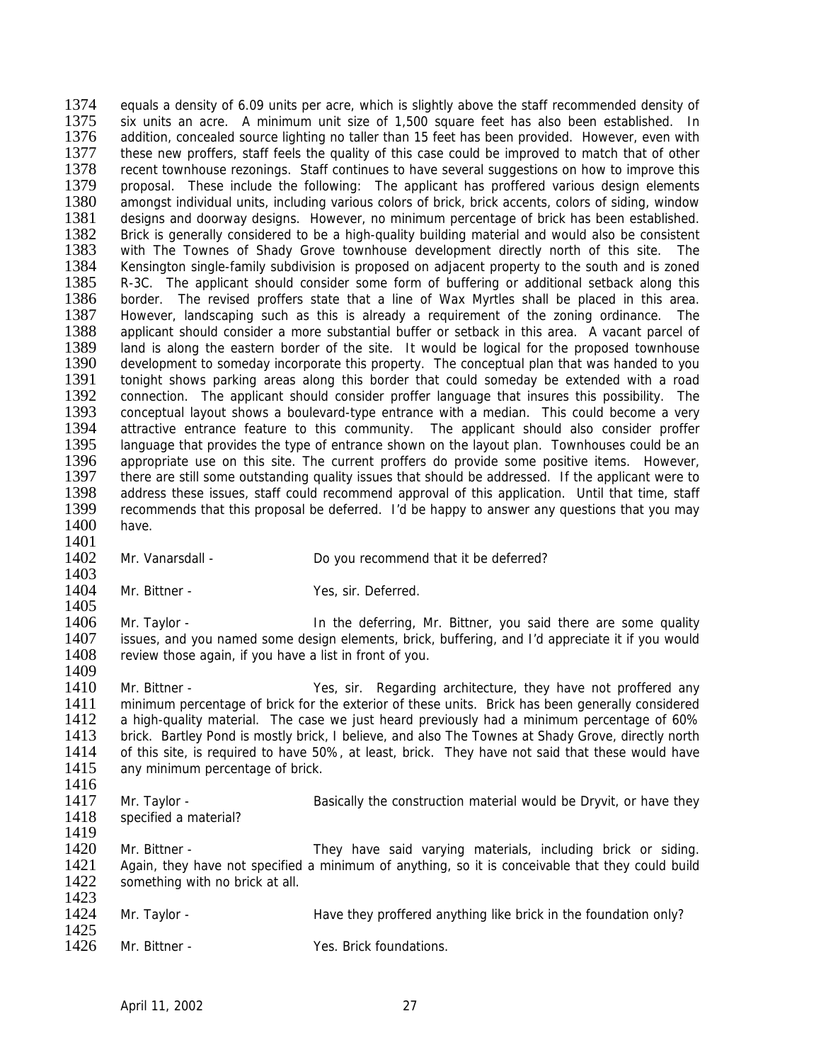equals a density of 6.09 units per acre, which is slightly above the staff recommended density of six units an acre. A minimum unit size of 1,500 square feet has also been established. In addition, concealed source lighting no taller than 15 feet has been provided. However, even with these new proffers, staff feels the quality of this case could be improved to match that of other recent townhouse rezonings. Staff continues to have several suggestions on how to improve this proposal. These include the following: The applicant has proffered various design elements amongst individual units, including various colors of brick, brick accents, colors of siding, window designs and doorway designs. However, no minimum percentage of brick has been established. Brick is generally considered to be a high-quality building material and would also be consistent with The Townes of Shady Grove townhouse development directly north of this site. The Kensington single-family subdivision is proposed on adjacent property to the south and is zoned R-3C. The applicant should consider some form of buffering or additional setback along this border. The revised proffers state that a line of Wax Myrtles shall be placed in this area. However, landscaping such as this is already a requirement of the zoning ordinance. The applicant should consider a more substantial buffer or setback in this area. A vacant parcel of land is along the eastern border of the site. It would be logical for the proposed townhouse development to someday incorporate this property. The conceptual plan that was handed to you tonight shows parking areas along this border that could someday be extended with a road connection. The applicant should consider proffer language that insures this possibility. The conceptual layout shows a boulevard-type entrance with a median. This could become a very attractive entrance feature to this community. The applicant should also consider proffer language that provides the type of entrance shown on the layout plan. Townhouses could be an appropriate use on this site. The current proffers do provide some positive items. However, there are still some outstanding quality issues that should be addressed. If the applicant were to address these issues, staff could recommend approval of this application. Until that time, staff recommends that this proposal be deferred. I'd be happy to answer any questions that you may have.

Mr. Vanarsdall - Do you recommend that it be deferred?

Mr. Bittner - Yes, sir. Deferred.

Mr. Taylor - In the deferring, Mr. Bittner, you said there are some quality issues, and you named some design elements, brick, buffering, and I'd appreciate it if you would review those again, if you have a list in front of you.

Mr. Bittner - Yes, sir. Regarding architecture, they have not proffered any minimum percentage of brick for the exterior of these units. Brick has been generally considered a high-quality material. The case we just heard previously had a minimum percentage of 60% brick. Bartley Pond is mostly brick, I believe, and also The Townes at Shady Grove, directly north of this site, is required to have 50%, at least, brick. They have not said that these would have any minimum percentage of brick.

Mr. Taylor - Basically the construction material would be Dryvit, or have they specified a material?

Mr. Bittner - They have said varying materials, including brick or siding. Again, they have not specified a minimum of anything, so it is conceivable that they could build something with no brick at all.

Mr. Taylor - Have they proffered anything like brick in the foundation only?

Mr. Bittner - Yes. Brick foundations.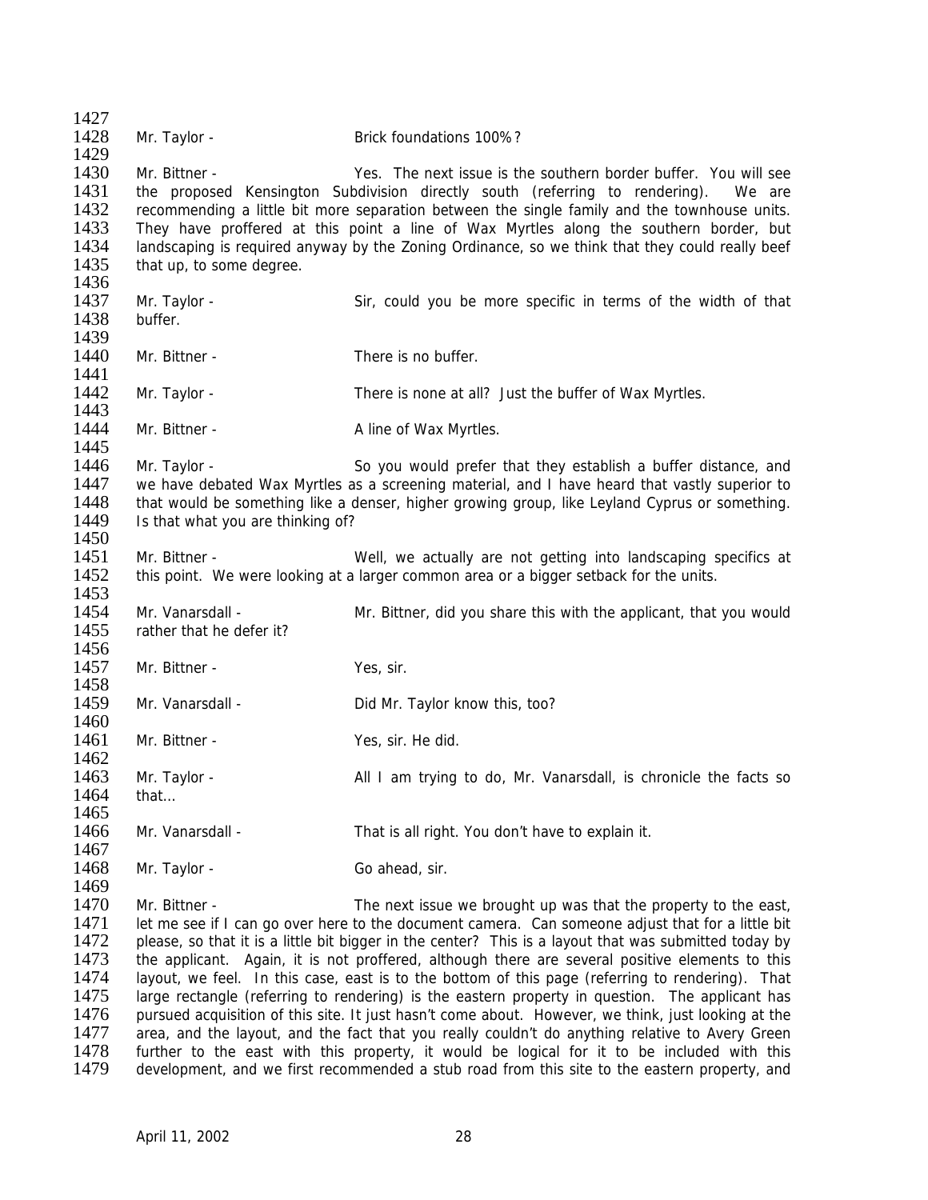Mr. Taylor - Brick foundations 100%?

Mr. Bittner - Yes. The next issue is the southern border buffer. You will see the proposed Kensington Subdivision directly south (referring to rendering). We are recommending a little bit more separation between the single family and the townhouse units. They have proffered at this point a line of Wax Myrtles along the southern border, but landscaping is required anyway by the Zoning Ordinance, so we think that they could really beef that up, to some degree.

Mr. Taylor - Sir, could you be more specific in terms of the width of that buffer.

Mr. Bittner - There is no buffer.

Mr. Taylor - There is none at all? Just the buffer of Wax Myrtles.

Mr. Bittner - A line of Wax Myrtles.

Mr. Taylor - So you would prefer that they establish a buffer distance, and we have debated Wax Myrtles as a screening material, and I have heard that vastly superior to that would be something like a denser, higher growing group, like Leyland Cyprus or something. Is that what you are thinking of?

Mr. Bittner - Well, we actually are not getting into landscaping specifics at this point. We were looking at a larger common area or a bigger setback for the units.

Mr. Vanarsdall - Mr. Bittner, did you share this with the applicant, that you would rather that he defer it?

Mr. Bittner - Yes, sir.

Mr. Vanarsdall - Did Mr. Taylor know this, too?

Mr. Bittner - Yes, sir. He did.

Mr. Taylor - All I am trying to do, Mr. Vanarsdall, is chronicle the facts so that…

Mr. Vanarsdall - That is all right. You don't have to explain it.

Mr. Taylor - Go ahead, sir.

Mr. Bittner - The next issue we brought up was that the property to the east, let me see if I can go over here to the document camera. Can someone adjust that for a little bit please, so that it is a little bit bigger in the center? This is a layout that was submitted today by the applicant. Again, it is not proffered, although there are several positive elements to this layout, we feel. In this case, east is to the bottom of this page (referring to rendering). That large rectangle (referring to rendering) is the eastern property in question. The applicant has pursued acquisition of this site. It just hasn't come about. However, we think, just looking at the area, and the layout, and the fact that you really couldn't do anything relative to Avery Green further to the east with this property, it would be logical for it to be included with this development, and we first recommended a stub road from this site to the eastern property, and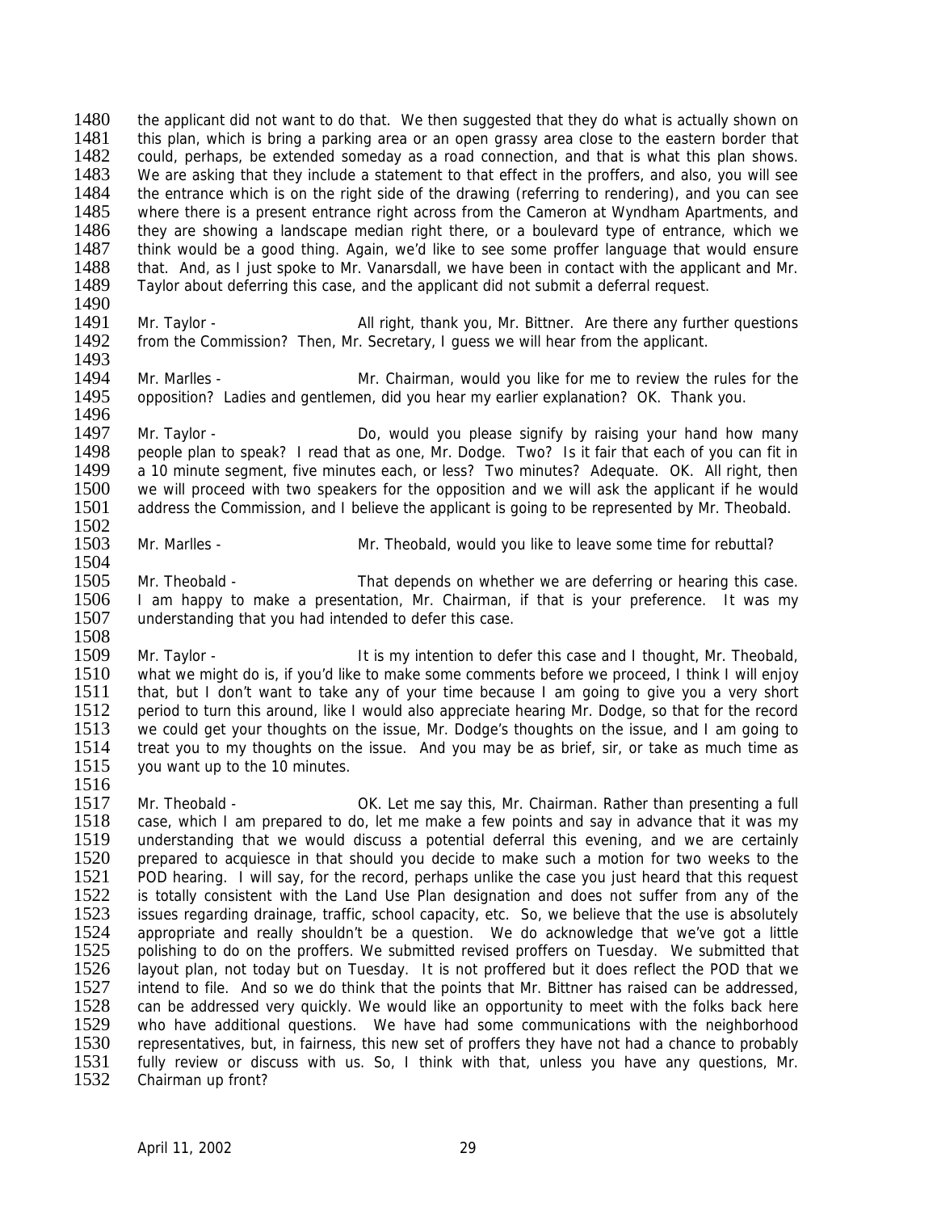the applicant did not want to do that. We then suggested that they do what is actually shown on this plan, which is bring a parking area or an open grassy area close to the eastern border that could, perhaps, be extended someday as a road connection, and that is what this plan shows. We are asking that they include a statement to that effect in the proffers, and also, you will see the entrance which is on the right side of the drawing (referring to rendering), and you can see where there is a present entrance right across from the Cameron at Wyndham Apartments, and they are showing a landscape median right there, or a boulevard type of entrance, which we think would be a good thing. Again, we'd like to see some proffer language that would ensure that. And, as I just spoke to Mr. Vanarsdall, we have been in contact with the applicant and Mr. Taylor about deferring this case, and the applicant did not submit a deferral request.

Mr. Taylor - All right, thank you, Mr. Bittner. Are there any further questions from the Commission? Then, Mr. Secretary, I guess we will hear from the applicant.

Mr. Marlles - Mr. Chairman, would you like for me to review the rules for the opposition? Ladies and gentlemen, did you hear my earlier explanation? OK. Thank you.

Mr. Taylor - Do, would you please signify by raising your hand how many people plan to speak? I read that as one, Mr. Dodge. Two? Is it fair that each of you can fit in a 10 minute segment, five minutes each, or less? Two minutes? Adequate. OK. All right, then we will proceed with two speakers for the opposition and we will ask the applicant if he would address the Commission, and I believe the applicant is going to be represented by Mr. Theobald.

Mr. Marlles - Mr. Theobald, would you like to leave some time for rebuttal?

Mr. Theobald - That depends on whether we are deferring or hearing this case. I am happy to make a presentation, Mr. Chairman, if that is your preference. It was my understanding that you had intended to defer this case.

Mr. Taylor - It is my intention to defer this case and I thought, Mr. Theobald, what we might do is, if you'd like to make some comments before we proceed, I think I will enjoy that, but I don't want to take any of your time because I am going to give you a very short period to turn this around, like I would also appreciate hearing Mr. Dodge, so that for the record we could get your thoughts on the issue, Mr. Dodge's thoughts on the issue, and I am going to treat you to my thoughts on the issue. And you may be as brief, sir, or take as much time as you want up to the 10 minutes.

Mr. Theobald - OK. Let me say this, Mr. Chairman. Rather than presenting a full case, which I am prepared to do, let me make a few points and say in advance that it was my understanding that we would discuss a potential deferral this evening, and we are certainly prepared to acquiesce in that should you decide to make such a motion for two weeks to the POD hearing. I will say, for the record, perhaps unlike the case you just heard that this request is totally consistent with the Land Use Plan designation and does not suffer from any of the issues regarding drainage, traffic, school capacity, etc. So, we believe that the use is absolutely appropriate and really shouldn't be a question. We do acknowledge that we've got a little polishing to do on the proffers. We submitted revised proffers on Tuesday. We submitted that layout plan, not today but on Tuesday. It is not proffered but it does reflect the POD that we intend to file. And so we do think that the points that Mr. Bittner has raised can be addressed, can be addressed very quickly. We would like an opportunity to meet with the folks back here who have additional questions. We have had some communications with the neighborhood representatives, but, in fairness, this new set of proffers they have not had a chance to probably fully review or discuss with us. So, I think with that, unless you have any questions, Mr. Chairman up front?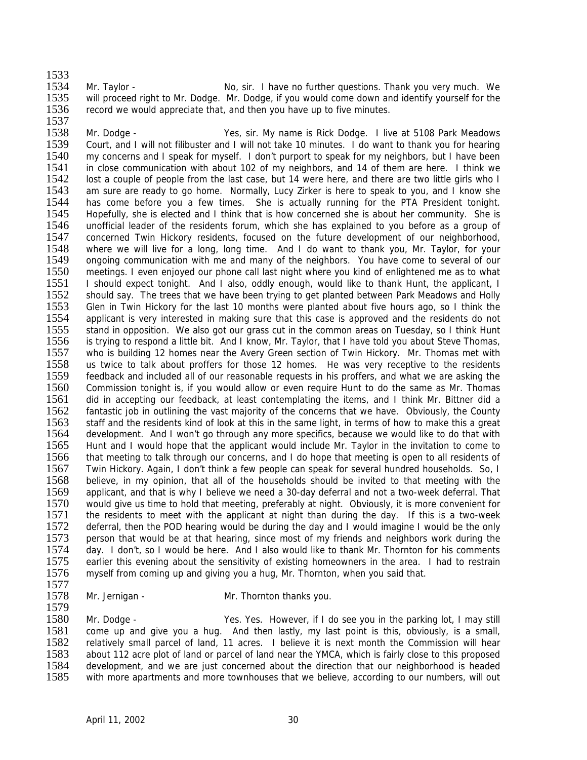Mr. Taylor - No, sir. I have no further questions. Thank you very much. We will proceed right to Mr. Dodge. Mr. Dodge, if you would come down and identify yourself for the record we would appreciate that, and then you have up to five minutes.

Mr. Dodge - Yes, sir. My name is Rick Dodge. I live at 5108 Park Meadows Court, and I will not filibuster and I will not take 10 minutes. I do want to thank you for hearing my concerns and I speak for myself. I don't purport to speak for my neighbors, but I have been in close communication with about 102 of my neighbors, and 14 of them are here. I think we lost a couple of people from the last case, but 14 were here, and there are two little girls who I am sure are ready to go home. Normally, Lucy Zirker is here to speak to you, and I know she has come before you a few times. She is actually running for the PTA President tonight. Hopefully, she is elected and I think that is how concerned she is about her community. She is unofficial leader of the residents forum, which she has explained to you before as a group of concerned Twin Hickory residents, focused on the future development of our neighborhood, where we will live for a long, long time. And I do want to thank you, Mr. Taylor, for your ongoing communication with me and many of the neighbors. You have come to several of our meetings. I even enjoyed our phone call last night where you kind of enlightened me as to what I should expect tonight. And I also, oddly enough, would like to thank Hunt, the applicant, I should say. The trees that we have been trying to get planted between Park Meadows and Holly Glen in Twin Hickory for the last 10 months were planted about five hours ago, so I think the applicant is very interested in making sure that this case is approved and the residents do not stand in opposition. We also got our grass cut in the common areas on Tuesday, so I think Hunt is trying to respond a little bit. And I know, Mr. Taylor, that I have told you about Steve Thomas, who is building 12 homes near the Avery Green section of Twin Hickory. Mr. Thomas met with us twice to talk about proffers for those 12 homes. He was very receptive to the residents feedback and included all of our reasonable requests in his proffers, and what we are asking the Commission tonight is, if you would allow or even require Hunt to do the same as Mr. Thomas did in accepting our feedback, at least contemplating the items, and I think Mr. Bittner did a fantastic job in outlining the vast majority of the concerns that we have. Obviously, the County staff and the residents kind of look at this in the same light, in terms of how to make this a great development. And I won't go through any more specifics, because we would like to do that with Hunt and I would hope that the applicant would include Mr. Taylor in the invitation to come to that meeting to talk through our concerns, and I do hope that meeting is open to all residents of Twin Hickory. Again, I don't think a few people can speak for several hundred households. So, I believe, in my opinion, that all of the households should be invited to that meeting with the applicant, and that is why I believe we need a 30-day deferral and not a two-week deferral. That would give us time to hold that meeting, preferably at night. Obviously, it is more convenient for the residents to meet with the applicant at night than during the day. If this is a two-week deferral, then the POD hearing would be during the day and I would imagine I would be the only person that would be at that hearing, since most of my friends and neighbors work during the day. I don't, so I would be here. And I also would like to thank Mr. Thornton for his comments earlier this evening about the sensitivity of existing homeowners in the area. I had to restrain myself from coming up and giving you a hug, Mr. Thornton, when you said that.

Mr. Jernigan - Mr. Thornton thanks you.

Mr. Dodge - Yes. Yes. However, if I do see you in the parking lot, I may still come up and give you a hug. And then lastly, my last point is this, obviously, is a small, relatively small parcel of land, 11 acres. I believe it is next month the Commission will hear about 112 acre plot of land or parcel of land near the YMCA, which is fairly close to this proposed development, and we are just concerned about the direction that our neighborhood is headed with more apartments and more townhouses that we believe, according to our numbers, will out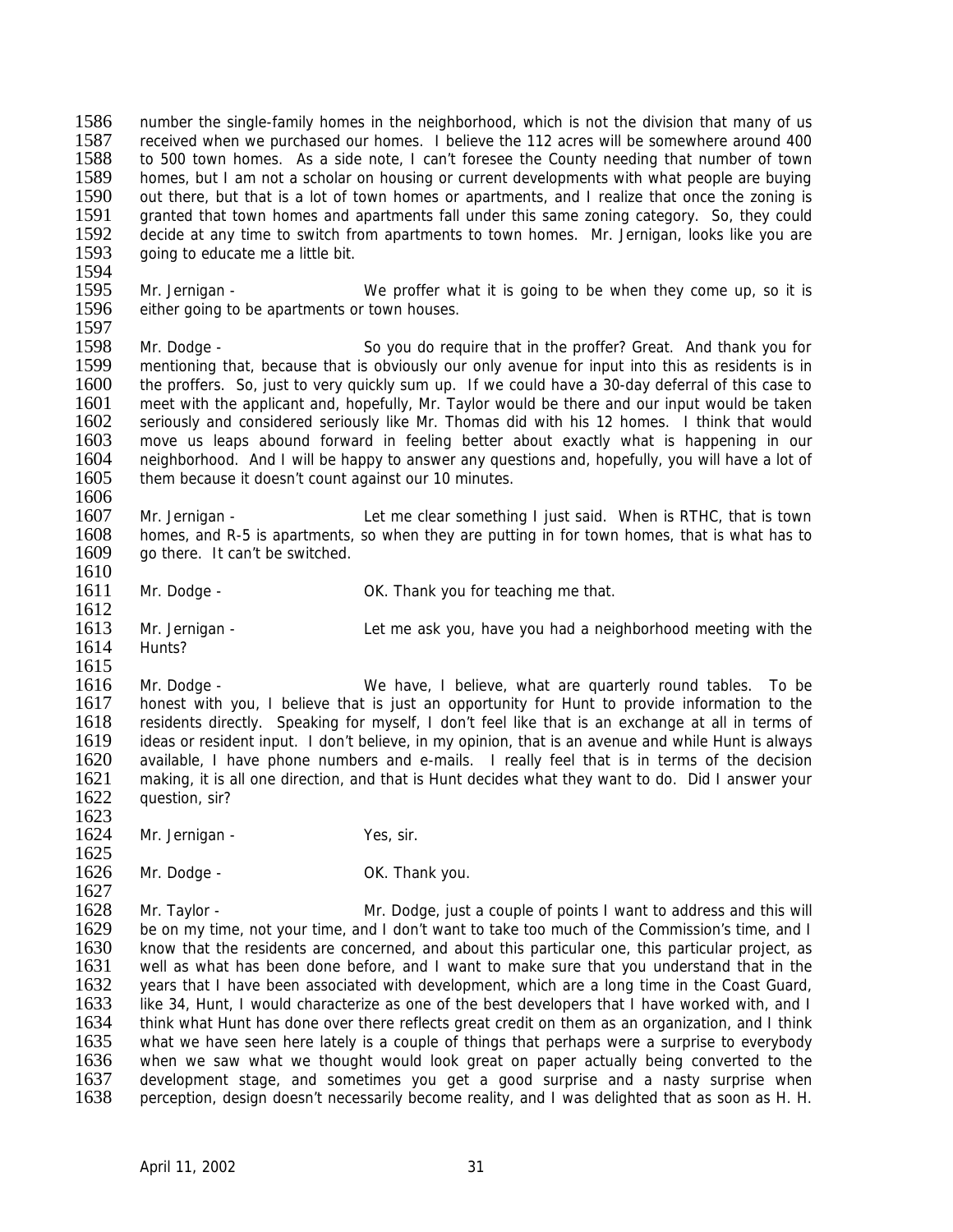number the single-family homes in the neighborhood, which is not the division that many of us received when we purchased our homes. I believe the 112 acres will be somewhere around 400 to 500 town homes. As a side note, I can't foresee the County needing that number of town homes, but I am not a scholar on housing or current developments with what people are buying out there, but that is a lot of town homes or apartments, and I realize that once the zoning is granted that town homes and apartments fall under this same zoning category. So, they could decide at any time to switch from apartments to town homes. Mr. Jernigan, looks like you are going to educate me a little bit.

Mr. Jernigan - We proffer what it is going to be when they come up, so it is either going to be apartments or town houses.

Mr. Dodge - So you do require that in the proffer? Great. And thank you for mentioning that, because that is obviously our only avenue for input into this as residents is in the proffers. So, just to very quickly sum up. If we could have a 30-day deferral of this case to meet with the applicant and, hopefully, Mr. Taylor would be there and our input would be taken seriously and considered seriously like Mr. Thomas did with his 12 homes. I think that would move us leaps abound forward in feeling better about exactly what is happening in our neighborhood. And I will be happy to answer any questions and, hopefully, you will have a lot of them because it doesn't count against our 10 minutes.

Mr. Jernigan - Let me clear something I just said. When is RTHC, that is town homes, and R-5 is apartments, so when they are putting in for town homes, that is what has to go there. It can't be switched.

Mr. Dodge - OK. Thank you for teaching me that.

Mr. Jernigan - Let me ask you, have you had a neighborhood meeting with the Hunts?

Mr. Dodge - We have, I believe, what are quarterly round tables. To be honest with you, I believe that is just an opportunity for Hunt to provide information to the residents directly. Speaking for myself, I don't feel like that is an exchange at all in terms of ideas or resident input. I don't believe, in my opinion, that is an avenue and while Hunt is always available, I have phone numbers and e-mails. I really feel that is in terms of the decision making, it is all one direction, and that is Hunt decides what they want to do. Did I answer your question, sir?

Mr. Jernigan - Yes, sir.

Mr. Dodge - OK. Thank you.

Mr. Taylor - Mr. Dodge, just a couple of points I want to address and this will be on my time, not your time, and I don't want to take too much of the Commission's time, and I know that the residents are concerned, and about this particular one, this particular project, as well as what has been done before, and I want to make sure that you understand that in the years that I have been associated with development, which are a long time in the Coast Guard, like 34, Hunt, I would characterize as one of the best developers that I have worked with, and I think what Hunt has done over there reflects great credit on them as an organization, and I think what we have seen here lately is a couple of things that perhaps were a surprise to everybody when we saw what we thought would look great on paper actually being converted to the development stage, and sometimes you get a good surprise and a nasty surprise when perception, design doesn't necessarily become reality, and I was delighted that as soon as H. H.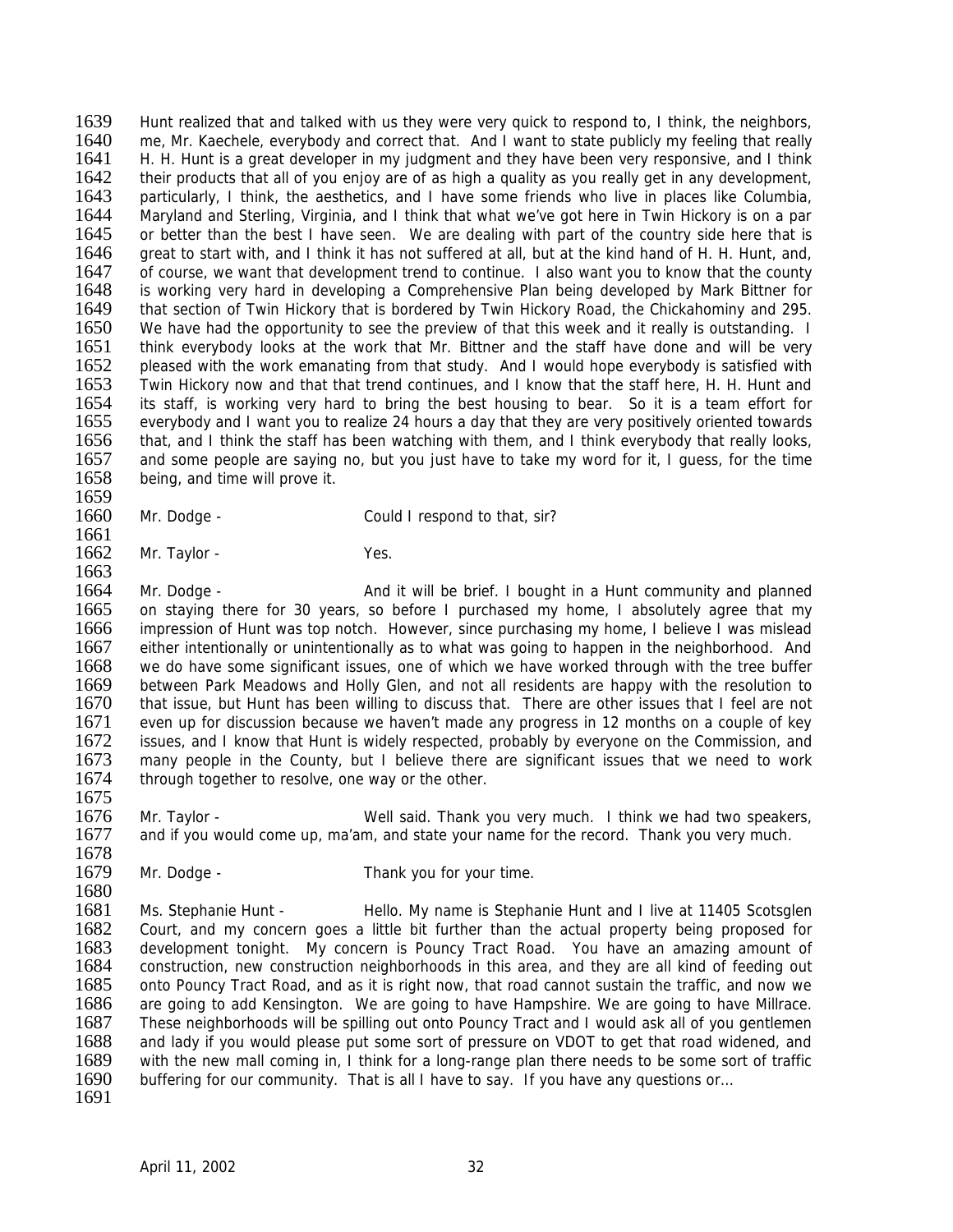Hunt realized that and talked with us they were very quick to respond to, I think, the neighbors, me, Mr. Kaechele, everybody and correct that. And I want to state publicly my feeling that really H. H. Hunt is a great developer in my judgment and they have been very responsive, and I think their products that all of you enjoy are of as high a quality as you really get in any development, particularly, I think, the aesthetics, and I have some friends who live in places like Columbia, Maryland and Sterling, Virginia, and I think that what we've got here in Twin Hickory is on a par or better than the best I have seen. We are dealing with part of the country side here that is great to start with, and I think it has not suffered at all, but at the kind hand of H. H. Hunt, and, of course, we want that development trend to continue. I also want you to know that the county is working very hard in developing a Comprehensive Plan being developed by Mark Bittner for that section of Twin Hickory that is bordered by Twin Hickory Road, the Chickahominy and 295. We have had the opportunity to see the preview of that this week and it really is outstanding. I think everybody looks at the work that Mr. Bittner and the staff have done and will be very pleased with the work emanating from that study. And I would hope everybody is satisfied with Twin Hickory now and that that trend continues, and I know that the staff here, H. H. Hunt and its staff, is working very hard to bring the best housing to bear. So it is a team effort for everybody and I want you to realize 24 hours a day that they are very positively oriented towards that, and I think the staff has been watching with them, and I think everybody that really looks, and some people are saying no, but you just have to take my word for it, I guess, for the time being, and time will prove it.

Mr. Dodge - Could I respond to that, sir?

Mr. Taylor - Yes.

Mr. Dodge - And it will be brief. I bought in a Hunt community and planned on staying there for 30 years, so before I purchased my home, I absolutely agree that my impression of Hunt was top notch. However, since purchasing my home, I believe I was mislead either intentionally or unintentionally as to what was going to happen in the neighborhood. And we do have some significant issues, one of which we have worked through with the tree buffer between Park Meadows and Holly Glen, and not all residents are happy with the resolution to that issue, but Hunt has been willing to discuss that. There are other issues that I feel are not even up for discussion because we haven't made any progress in 12 months on a couple of key issues, and I know that Hunt is widely respected, probably by everyone on the Commission, and many people in the County, but I believe there are significant issues that we need to work through together to resolve, one way or the other.

Mr. Taylor - Well said. Thank you very much. I think we had two speakers, and if you would come up, ma'am, and state your name for the record. Thank you very much.

Mr. Dodge - Thank you for your time.

Ms. Stephanie Hunt - Hello. My name is Stephanie Hunt and I live at 11405 Scotsglen Court, and my concern goes a little bit further than the actual property being proposed for development tonight. My concern is Pouncy Tract Road. You have an amazing amount of construction, new construction neighborhoods in this area, and they are all kind of feeding out onto Pouncy Tract Road, and as it is right now, that road cannot sustain the traffic, and now we are going to add Kensington. We are going to have Hampshire. We are going to have Millrace. These neighborhoods will be spilling out onto Pouncy Tract and I would ask all of you gentlemen and lady if you would please put some sort of pressure on VDOT to get that road widened, and with the new mall coming in, I think for a long-range plan there needs to be some sort of traffic buffering for our community. That is all I have to say. If you have any questions or…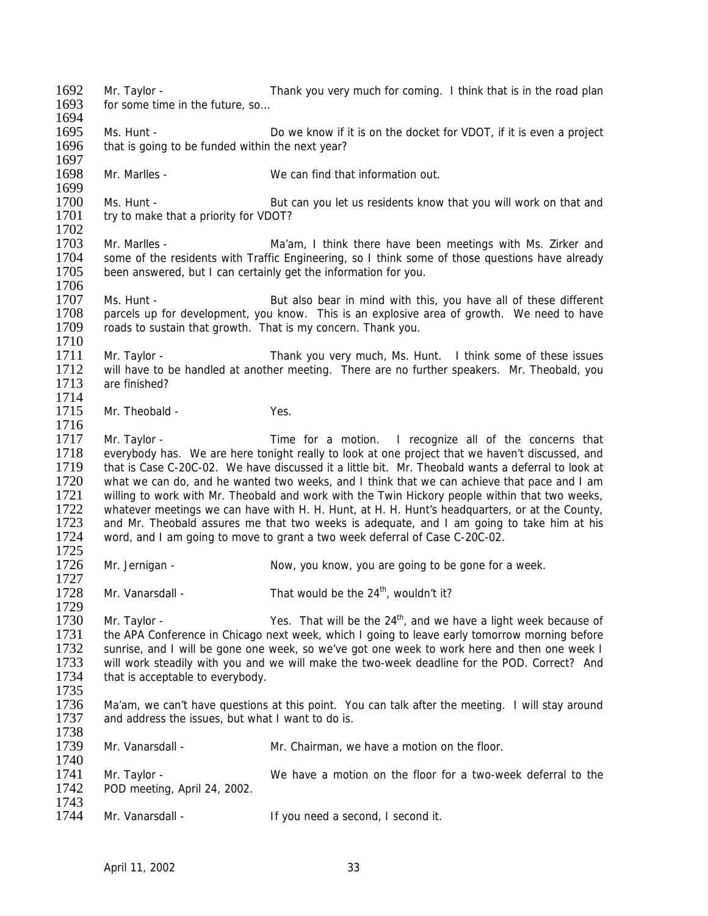Mr. Taylor - Thank you very much for coming. I think that is in the road plan for some time in the future, so…

Ms. Hunt - Do we know if it is on the docket for VDOT, if it is even a project that is going to be funded within the next year?

Mr. Marlles - We can find that information out.

Ms. Hunt - But can you let us residents know that you will work on that and try to make that a priority for VDOT?

Mr. Marlles - Ma'am, I think there have been meetings with Ms. Zirker and some of the residents with Traffic Engineering, so I think some of those questions have already been answered, but I can certainly get the information for you.

Ms. Hunt - But also bear in mind with this, you have all of these different parcels up for development, you know. This is an explosive area of growth. We need to have roads to sustain that growth. That is my concern. Thank you.

Mr. Taylor - Thank you very much, Ms. Hunt. I think some of these issues will have to be handled at another meeting. There are no further speakers. Mr. Theobald, you are finished?

Mr. Theobald - Yes.

Mr. Taylor - Time for a motion. I recognize all of the concerns that everybody has. We are here tonight really to look at one project that we haven't discussed, and that is Case C-20C-02. We have discussed it a little bit. Mr. Theobald wants a deferral to look at what we can do, and he wanted two weeks, and I think that we can achieve that pace and I am willing to work with Mr. Theobald and work with the Twin Hickory people within that two weeks, whatever meetings we can have with H. H. Hunt, at H. H. Hunt's headquarters, or at the County, and Mr. Theobald assures me that two weeks is adequate, and I am going to take him at his word, and I am going to move to grant a two week deferral of Case C-20C-02.

Mr. Jernigan - Now, you know, you are going to be gone for a week.

Mr. Vanarsdall - That would be the 24th, wouldn't it?

Mr. Taylor - Yes. That will be the 24th, and we have a light week because of the APA Conference in Chicago next week, which I going to leave early tomorrow morning before sunrise, and I will be gone one week, so we've got one week to work here and then one week I will work steadily with you and we will make the two-week deadline for the POD. Correct? And that is acceptable to everybody.

Ma'am, we can't have questions at this point. You can talk after the meeting. I will stay around and address the issues, but what I want to do is.

Mr. Vanarsdall - Mr. Chairman, we have a motion on the floor.

Mr. Taylor - We have a motion on the floor for a two-week deferral to the POD meeting, April 24, 2002.

Mr. Vanarsdall - If you need a second, I second it.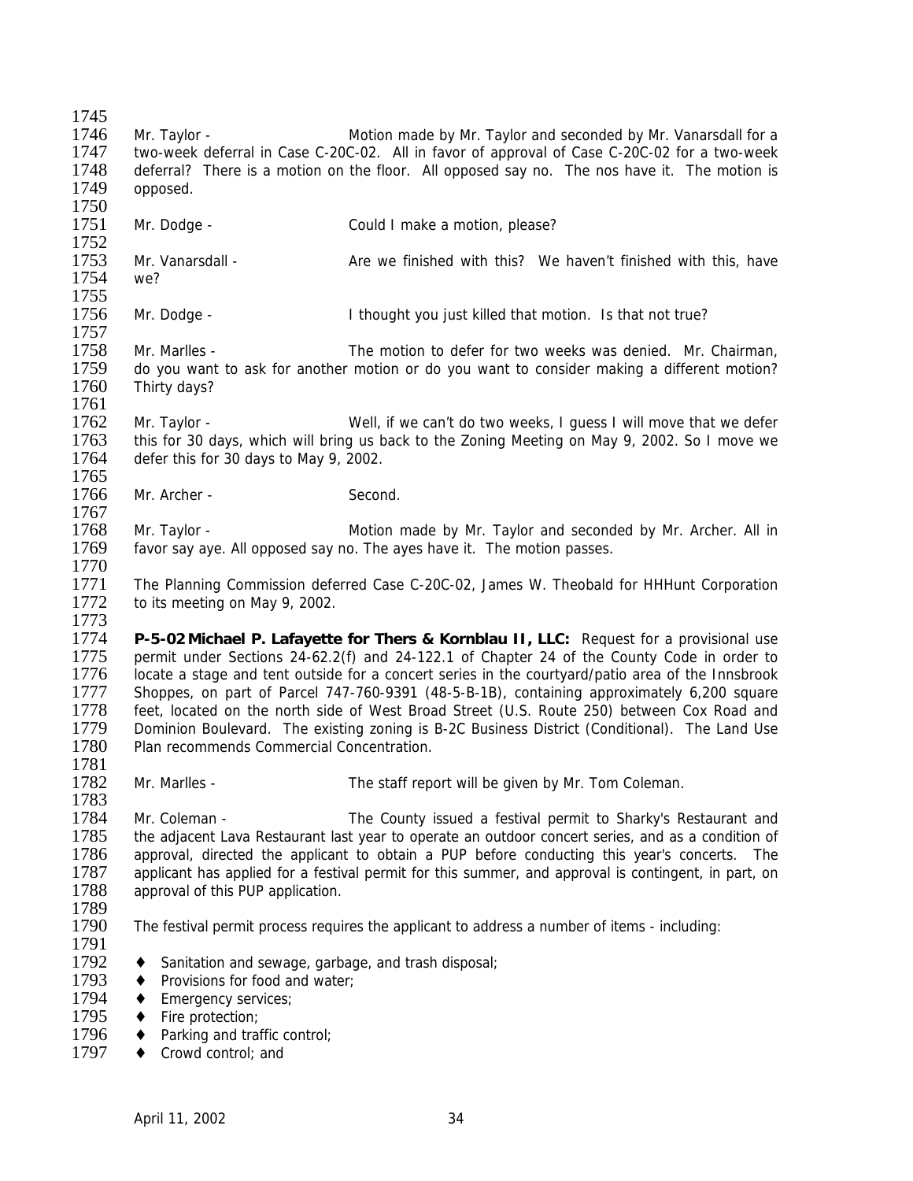Mr. Taylor - Motion made by Mr. Taylor and seconded by Mr. Vanarsdall for a two-week deferral in Case C-20C-02. All in favor of approval of Case C-20C-02 for a two-week deferral? There is a motion on the floor. All opposed say no. The nos have it. The motion is opposed.

Mr. Dodge - Could I make a motion, please?

Mr. Vanarsdall - Are we finished with this? We haven't finished with this, have we?

Mr. Dodge - I thought you just killed that motion. Is that not true?

Mr. Marlles - The motion to defer for two weeks was denied. Mr. Chairman, do you want to ask for another motion or do you want to consider making a different motion? Thirty days?

Mr. Taylor - Well, if we can't do two weeks, I guess I will move that we defer this for 30 days, which will bring us back to the Zoning Meeting on May 9, 2002. So I move we defer this for 30 days to May 9, 2002.

Mr. Archer - Second.

Mr. Taylor - Motion made by Mr. Taylor and seconded by Mr. Archer. All in favor say aye. All opposed say no. The ayes have it. The motion passes.

The Planning Commission deferred Case C-20C-02, James W. Theobald for HHHunt Corporation to its meeting on May 9, 2002.

**P-5-02 Michael P. Lafayette for Thers & Kornblau II, LLC:** Request for a provisional use permit under Sections 24-62.2(f) and 24-122.1 of Chapter 24 of the County Code in order to locate a stage and tent outside for a concert series in the courtyard/patio area of the Innsbrook Shoppes, on part of Parcel 747-760-9391 (48-5-B-1B), containing approximately 6,200 square feet, located on the north side of West Broad Street (U.S. Route 250) between Cox Road and Dominion Boulevard. The existing zoning is B-2C Business District (Conditional). The Land Use Plan recommends Commercial Concentration.

Mr. Marlles - The staff report will be given by Mr. Tom Coleman.

Mr. Coleman - The County issued a festival permit to Sharky's Restaurant and the adjacent Lava Restaurant last year to operate an outdoor concert series, and as a condition of approval, directed the applicant to obtain a PUP before conducting this year's concerts. The applicant has applied for a festival permit for this summer, and approval is contingent, in part, on approval of this PUP application.

The festival permit process requires the applicant to address a number of items - including:

- Sanitation and sewage, garbage, and trash disposal;
- Provisions for food and water;
- Emergency services;
- Fire protection;
- Parking and traffic control;
- Crowd control; and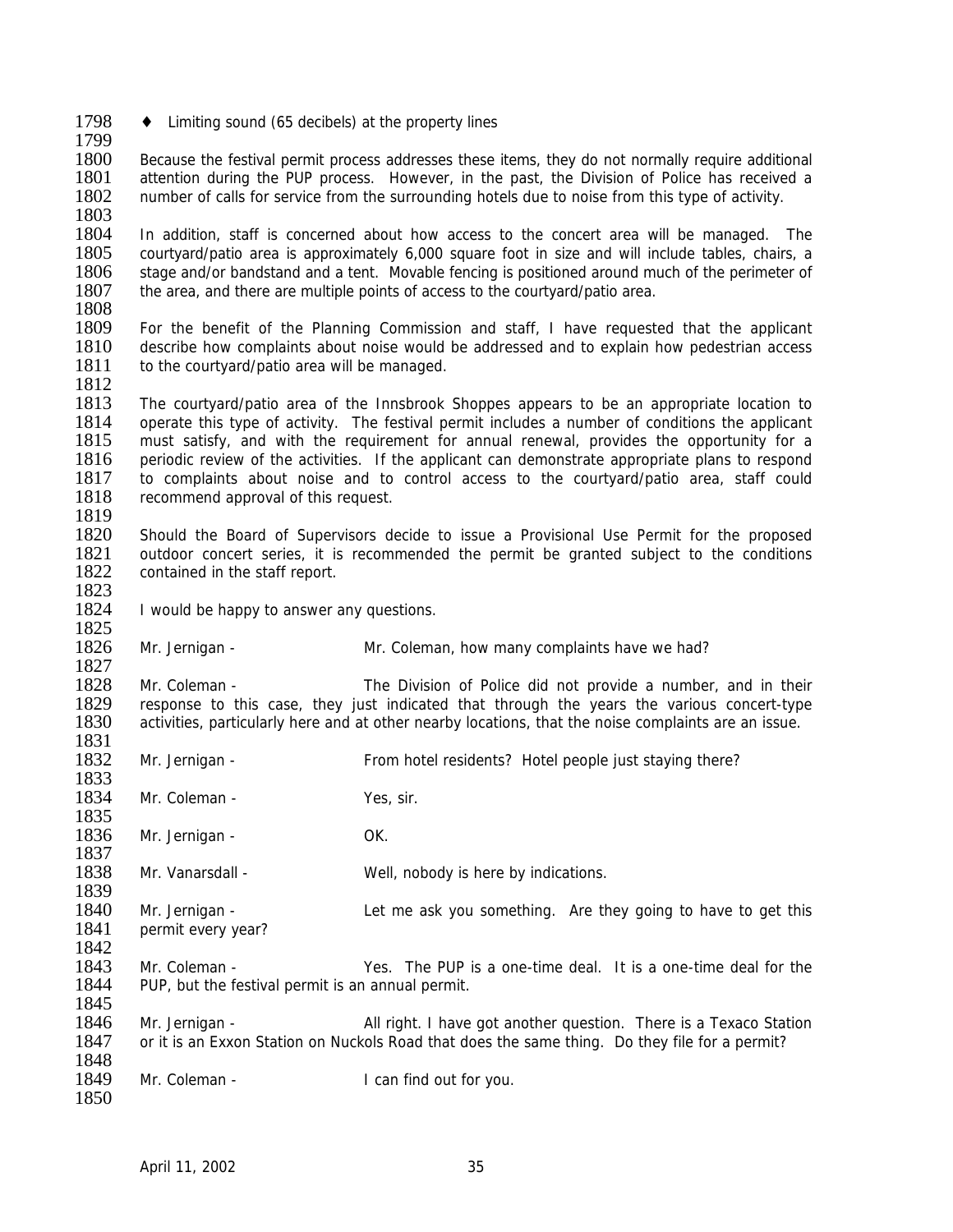♦ Limiting sound (65 decibels) at the property lines

Because the festival permit process addresses these items, they do not normally require additional attention during the PUP process. However, in the past, the Division of Police has received a number of calls for service from the surrounding hotels due to noise from this type of activity.

In addition, staff is concerned about how access to the concert area will be managed. The courtyard/patio area is approximately 6,000 square foot in size and will include tables, chairs, a stage and/or bandstand and a tent. Movable fencing is positioned around much of the perimeter of the area, and there are multiple points of access to the courtyard/patio area.

For the benefit of the Planning Commission and staff, I have requested that the applicant describe how complaints about noise would be addressed and to explain how pedestrian access to the courtyard/patio area will be managed.

The courtyard/patio area of the Innsbrook Shoppes appears to be an appropriate location to operate this type of activity. The festival permit includes a number of conditions the applicant must satisfy, and with the requirement for annual renewal, provides the opportunity for a periodic review of the activities. If the applicant can demonstrate appropriate plans to respond to complaints about noise and to control access to the courtyard/patio area, staff could recommend approval of this request.

Should the Board of Supervisors decide to issue a Provisional Use Permit for the proposed outdoor concert series, it is recommended the permit be granted subject to the conditions contained in the staff report.

I would be happy to answer any questions.

Mr. Jernigan - Mr. Coleman, how many complaints have we had?

Mr. Coleman - The Division of Police did not provide a number, and in their response to this case, they just indicated that through the years the various concert-type activities, particularly here and at other nearby locations, that the noise complaints are an issue.

Mr. Jernigan - From hotel residents? Hotel people just staying there?

Mr. Coleman - Yes, sir.

Mr. Jernigan - OK.

Mr. Vanarsdall - Well, nobody is here by indications.

Mr. Jernigan - Let me ask you something. Are they going to have to get this permit every year?

Mr. Coleman - Yes. The PUP is a one-time deal. It is a one-time deal for the PUP, but the festival permit is an annual permit.

Mr. Jernigan - All right. I have got another question. There is a Texaco Station or it is an Exxon Station on Nuckols Road that does the same thing. Do they file for a permit?

Mr. Coleman - I can find out for you.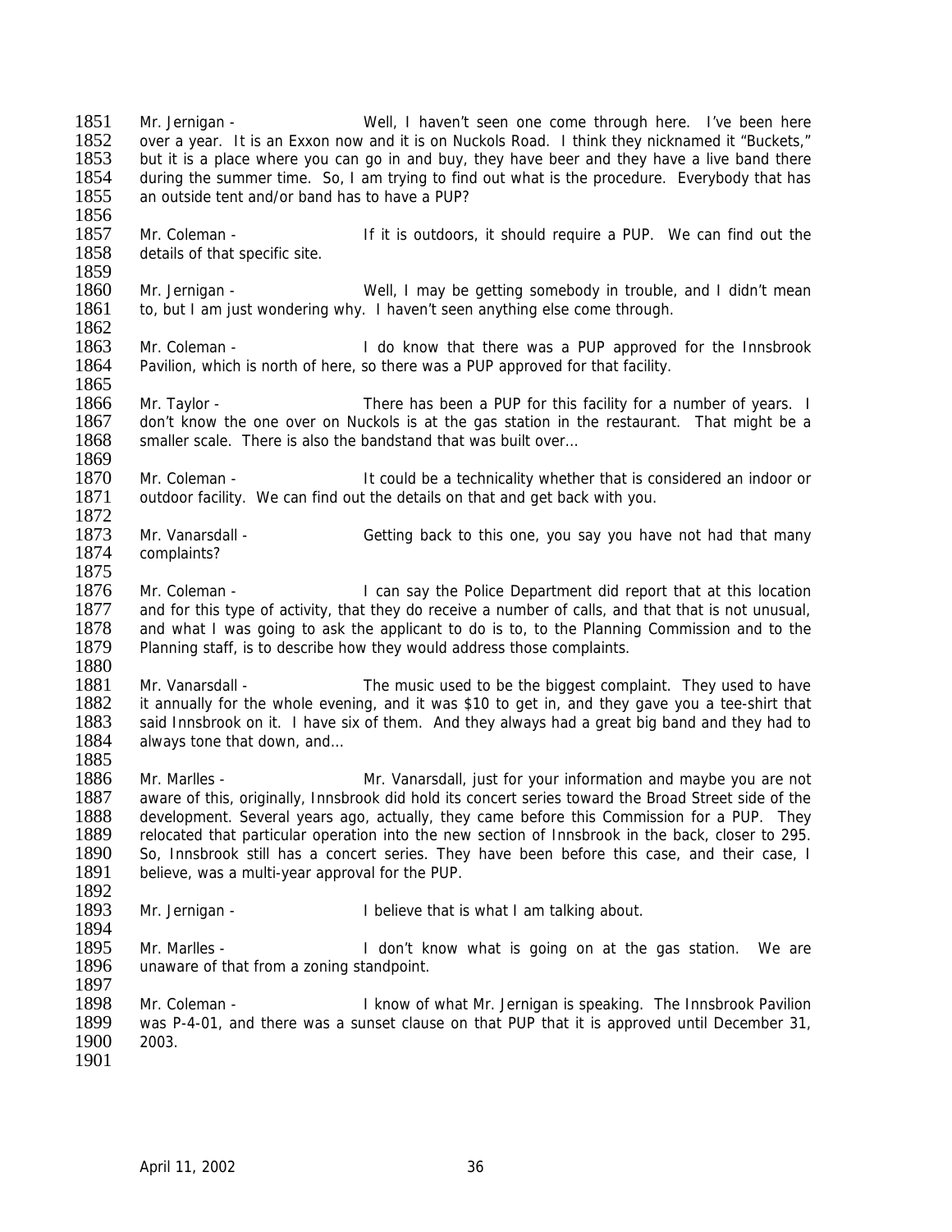Mr. Jernigan - Well, I haven't seen one come through here. I've been here over a year. It is an Exxon now and it is on Nuckols Road. I think they nicknamed it "Buckets," but it is a place where you can go in and buy, they have beer and they have a live band there during the summer time. So, I am trying to find out what is the procedure. Everybody that has an outside tent and/or band has to have a PUP?

Mr. Coleman - If it is outdoors, it should require a PUP. We can find out the details of that specific site.

Mr. Jernigan - Well, I may be getting somebody in trouble, and I didn't mean to, but I am just wondering why. I haven't seen anything else come through.

Mr. Coleman - I do know that there was a PUP approved for the Innsbrook Pavilion, which is north of here, so there was a PUP approved for that facility.

Mr. Taylor - There has been a PUP for this facility for a number of years. I don't know the one over on Nuckols is at the gas station in the restaurant. That might be a smaller scale. There is also the bandstand that was built over…

Mr. Coleman - It could be a technicality whether that is considered an indoor or outdoor facility. We can find out the details on that and get back with you.

Mr. Vanarsdall - Getting back to this one, you say you have not had that many complaints?

Mr. Coleman - I can say the Police Department did report that at this location and for this type of activity, that they do receive a number of calls, and that that is not unusual, and what I was going to ask the applicant to do is to, to the Planning Commission and to the Planning staff, is to describe how they would address those complaints.

Mr. Vanarsdall - The music used to be the biggest complaint. They used to have it annually for the whole evening, and it was $10 to get in, and they gave you a tee-shirt that said Innsbrook on it. I have six of them. And they always had a great big band and they had to always tone that down, and…

Mr. Marlles - Mr. Vanarsdall, just for your information and maybe you are not aware of this, originally, Innsbrook did hold its concert series toward the Broad Street side of the development. Several years ago, actually, they came before this Commission for a PUP. They relocated that particular operation into the new section of Innsbrook in the back, closer to 295. So, Innsbrook still has a concert series. They have been before this case, and their case, I believe, was a multi-year approval for the PUP.

Mr. Jernigan - I believe that is what I am talking about.

Mr. Marlles - I don't know what is going on at the gas station. We are unaware of that from a zoning standpoint.

Mr. Coleman - I know of what Mr. Jernigan is speaking. The Innsbrook Pavilion was P-4-01, and there was a sunset clause on that PUP that it is approved until December 31, 2003.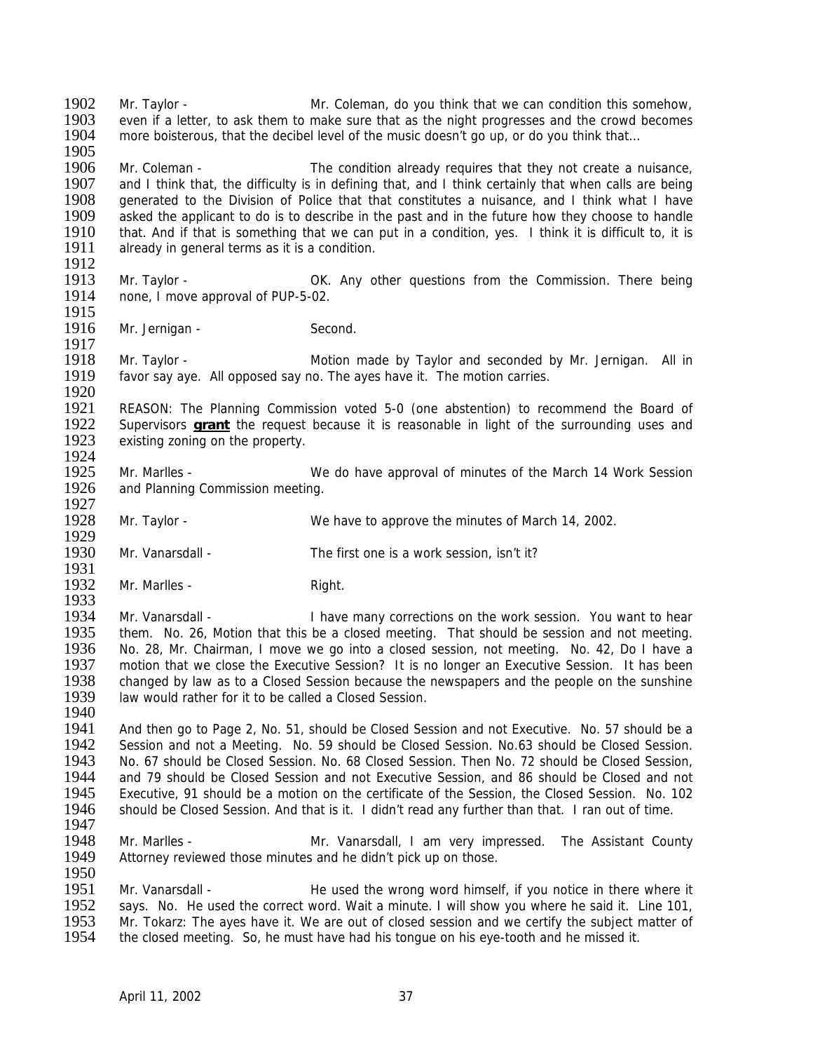Mr. Taylor - Mr. Coleman, do you think that we can condition this somehow, even if a letter, to ask them to make sure that as the night progresses and the crowd becomes more boisterous, that the decibel level of the music doesn't go up, or do you think that…

Mr. Coleman - The condition already requires that they not create a nuisance, and I think that, the difficulty is in defining that, and I think certainly that when calls are being generated to the Division of Police that that constitutes a nuisance, and I think what I have asked the applicant to do is to describe in the past and in the future how they choose to handle that. And if that is something that we can put in a condition, yes. I think it is difficult to, it is already in general terms as it is a condition.

Mr. Taylor - OK. Any other questions from the Commission. There being none, I move approval of PUP-5-02.

Mr. Jernigan - Second.

Mr. Taylor - Motion made by Taylor and seconded by Mr. Jernigan. All in favor say aye. All opposed say no. The ayes have it. The motion carries.

REASON: The Planning Commission voted 5-0 (one abstention) to recommend the Board of Supervisors **grant** the request because it is reasonable in light of the surrounding uses and existing zoning on the property.

Mr. Marlles - We do have approval of minutes of the March 14 Work Session and Planning Commission meeting.

Mr. Taylor - We have to approve the minutes of March 14, 2002.

Mr. Vanarsdall - The first one is a work session, isn't it?

Mr. Marlles - Right.

Mr. Vanarsdall - I have many corrections on the work session. You want to hear them. No. 26, Motion that this be a closed meeting. That should be session and not meeting. No. 28, Mr. Chairman, I move we go into a closed session, not meeting. No. 42, Do I have a motion that we close the Executive Session? It is no longer an Executive Session. It has been changed by law as to a Closed Session because the newspapers and the people on the sunshine law would rather for it to be called a Closed Session.

And then go to Page 2, No. 51, should be Closed Session and not Executive. No. 57 should be a Session and not a Meeting. No. 59 should be Closed Session. No.63 should be Closed Session. No. 67 should be Closed Session. No. 68 Closed Session. Then No. 72 should be Closed Session, and 79 should be Closed Session and not Executive Session, and 86 should be Closed and not Executive, 91 should be a motion on the certificate of the Session, the Closed Session. No. 102 should be Closed Session. And that is it. I didn't read any further than that. I ran out of time.

Mr. Marlles - Mr. Vanarsdall, I am very impressed. The Assistant County Attorney reviewed those minutes and he didn't pick up on those.

Mr. Vanarsdall - He used the wrong word himself, if you notice in there where it says. No. He used the correct word. Wait a minute. I will show you where he said it. Line 101, Mr. Tokarz: The ayes have it. We are out of closed session and we certify the subject matter of the closed meeting. So, he must have had his tongue on his eye-tooth and he missed it.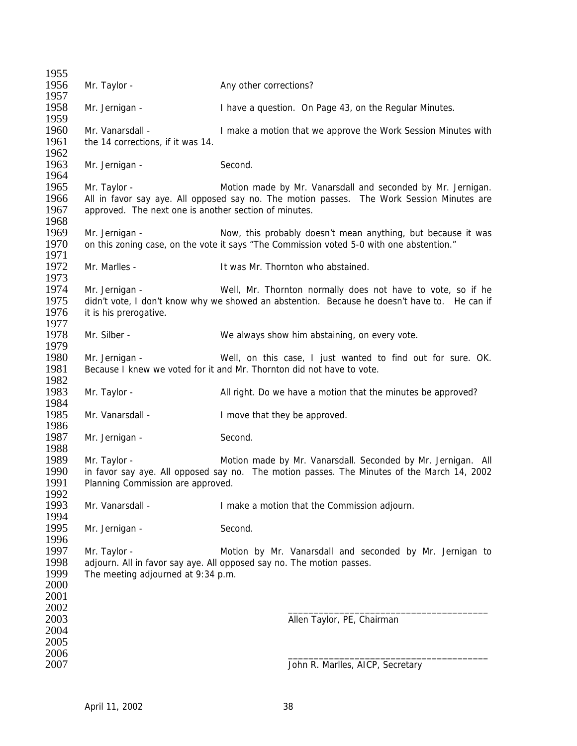Mr. Taylor - Any other corrections?

Mr. Jernigan - I have a question. On Page 43, on the Regular Minutes.

Mr. Vanarsdall - I make a motion that we approve the Work Session Minutes with the 14 corrections, if it was 14.

Mr. Jernigan - Second.

Mr. Taylor - Motion made by Mr. Vanarsdall and seconded by Mr. Jernigan. All in favor say aye. All opposed say no. The motion passes. The Work Session Minutes are approved. The next one is another section of minutes.

Mr. Jernigan - Now, this probably doesn't mean anything, but because it was on this zoning case, on the vote it says "The Commission voted 5-0 with one abstention."

Mr. Marlles - It was Mr. Thornton who abstained.

Mr. Jernigan - Well, Mr. Thornton normally does not have to vote, so if he didn't vote, I don't know why we showed an abstention. Because he doesn't have to. He can if it is his prerogative.

Mr. Silber - We always show him abstaining, on every vote.

Mr. Jernigan - Well, on this case, I just wanted to find out for sure. OK. Because I knew we voted for it and Mr. Thornton did not have to vote.

Mr. Taylor - All right. Do we have a motion that the minutes be approved?

Mr. Vanarsdall - I move that they be approved.

Mr. Jernigan - Second.

Mr. Taylor - Motion made by Mr. Vanarsdall. Seconded by Mr. Jernigan. All in favor say aye. All opposed say no. The motion passes. The Minutes of the March 14, 2002 Planning Commission are approved.

Mr. Vanarsdall - I make a motion that the Commission adjourn.

Mr. Jernigan - Second.

Mr. Taylor - Motion by Mr. Vanarsdall and seconded by Mr. Jernigan to adjourn. All in favor say aye. All opposed say no. The motion passes.
The meeting adjourned at 9:34 p.m.

_______________________________________
Allen Taylor, PE, Chairman

_______________________________________
John R. Marlles, AICP, Secretary